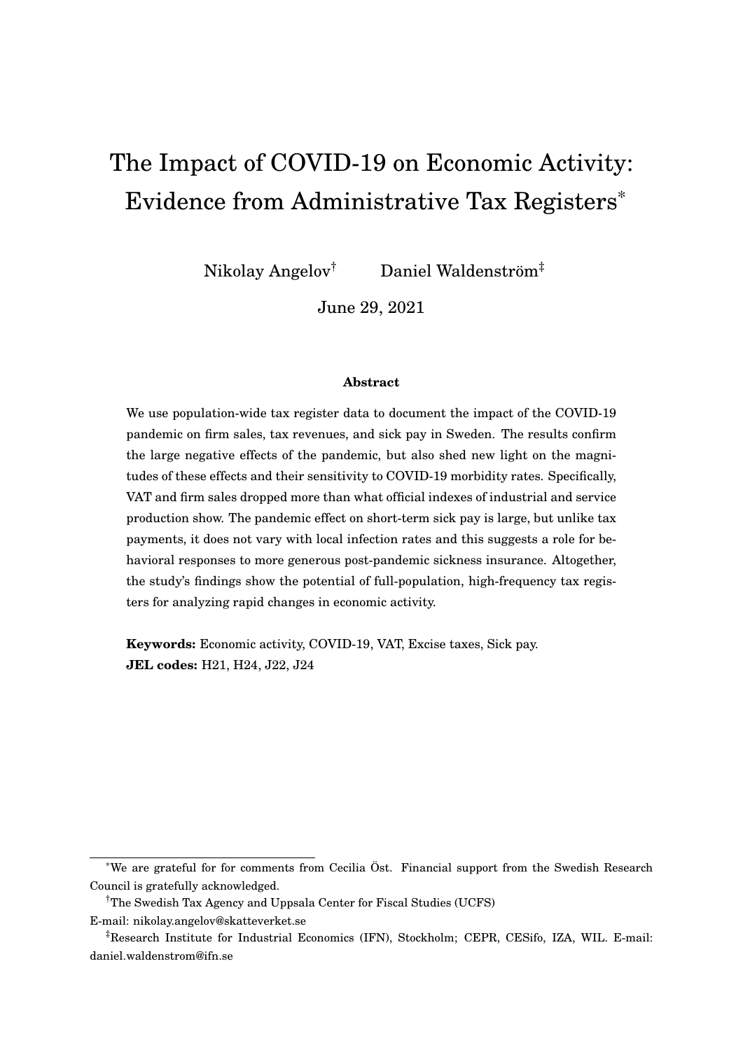# The Impact of COVID-19 on Economic Activity: Evidence from Administrative Tax Registers[*]

Nikolay Angelov[†] Daniel Waldenström[‡]

June 29, 2021

### Abstract

We use population-wide tax register data to document the impact of the COVID-19 pandemic on firm sales, tax revenues, and sick pay in Sweden. The results confirm the large negative effects of the pandemic, but also shed new light on the magnitudes of these effects and their sensitivity to COVID-19 morbidity rates. Specifically, VAT and firm sales dropped more than what official indexes of industrial and service production show. The pandemic effect on short-term sick pay is large, but unlike tax payments, it does not vary with local infection rates and this suggests a role for behavioral responses to more generous post-pandemic sickness insurance. Altogether, the study's findings show the potential of full-population, high-frequency tax registers for analyzing rapid changes in economic activity.

**Keywords:** Economic activity, COVID-19, VAT, Excise taxes, Sick pay.
**JEL codes:** H21, H24, J22, J24

---

[*] We are grateful for for comments from Cecilia Öst. Financial support from the Swedish Research Council is gratefully acknowledged.

[†] The Swedish Tax Agency and Uppsala Center for Fiscal Studies (UCFS)
E-mail: nikolay.angelov@skatteverket.se

[‡] Research Institute for Industrial Economics (IFN), Stockholm; CEPR, CESifo, IZA, WIL. E-mail: daniel.waldenstrom@ifn.se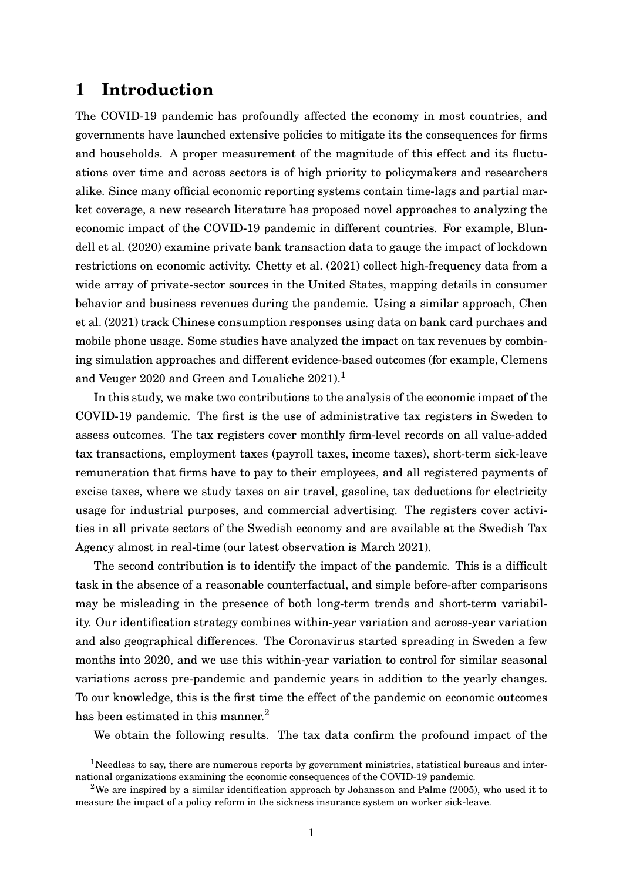# 1 Introduction

The COVID-19 pandemic has profoundly affected the economy in most countries, and governments have launched extensive policies to mitigate its the consequences for firms and households. A proper measurement of the magnitude of this effect and its fluctuations over time and across sectors is of high priority to policymakers and researchers alike. Since many official economic reporting systems contain time-lags and partial market coverage, a new research literature has proposed novel approaches to analyzing the economic impact of the COVID-19 pandemic in different countries. For example, Blundell et al. (2020) examine private bank transaction data to gauge the impact of lockdown restrictions on economic activity. Chetty et al. (2021) collect high-frequency data from a wide array of private-sector sources in the United States, mapping details in consumer behavior and business revenues during the pandemic. Using a similar approach, Chen et al. (2021) track Chinese consumption responses using data on bank card purchaes and mobile phone usage. Some studies have analyzed the impact on tax revenues by combining simulation approaches and different evidence-based outcomes (for example, Clemens and Veuger 2020 and Green and Loualiche 2021).[1]

In this study, we make two contributions to the analysis of the economic impact of the COVID-19 pandemic. The first is the use of administrative tax registers in Sweden to assess outcomes. The tax registers cover monthly firm-level records on all value-added tax transactions, employment taxes (payroll taxes, income taxes), short-term sick-leave remuneration that firms have to pay to their employees, and all registered payments of excise taxes, where we study taxes on air travel, gasoline, tax deductions for electricity usage for industrial purposes, and commercial advertising. The registers cover activities in all private sectors of the Swedish economy and are available at the Swedish Tax Agency almost in real-time (our latest observation is March 2021).

The second contribution is to identify the impact of the pandemic. This is a difficult task in the absence of a reasonable counterfactual, and simple before-after comparisons may be misleading in the presence of both long-term trends and short-term variability. Our identification strategy combines within-year variation and across-year variation and also geographical differences. The Coronavirus started spreading in Sweden a few months into 2020, and we use this within-year variation to control for similar seasonal variations across pre-pandemic and pandemic years in addition to the yearly changes. To our knowledge, this is the first time the effect of the pandemic on economic outcomes has been estimated in this manner.[2]

We obtain the following results. The tax data confirm the profound impact of the

[1] Needless to say, there are numerous reports by government ministries, statistical bureaus and international organizations examining the economic consequences of the COVID-19 pandemic.

[2] We are inspired by a similar identification approach by Johansson and Palme (2005), who used it to measure the impact of a policy reform in the sickness insurance system on worker sick-leave.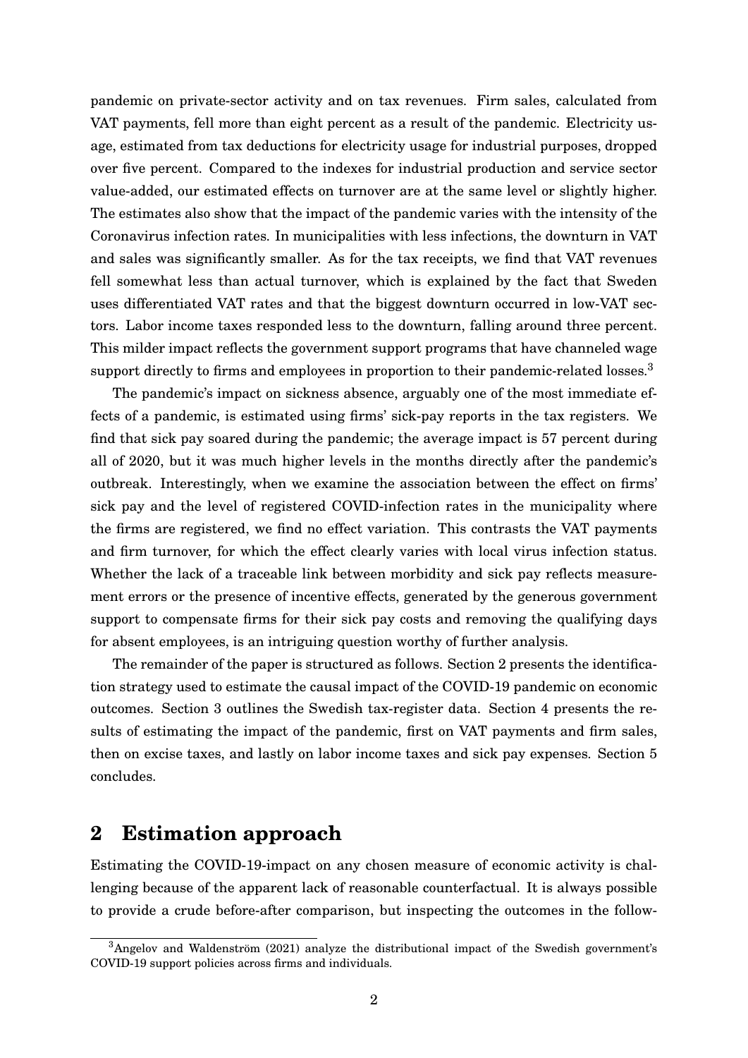pandemic on private-sector activity and on tax revenues. Firm sales, calculated from VAT payments, fell more than eight percent as a result of the pandemic. Electricity usage, estimated from tax deductions for electricity usage for industrial purposes, dropped over five percent. Compared to the indexes for industrial production and service sector value-added, our estimated effects on turnover are at the same level or slightly higher. The estimates also show that the impact of the pandemic varies with the intensity of the Coronavirus infection rates. In municipalities with less infections, the downturn in VAT and sales was significantly smaller. As for the tax receipts, we find that VAT revenues fell somewhat less than actual turnover, which is explained by the fact that Sweden uses differentiated VAT rates and that the biggest downturn occurred in low-VAT sectors. Labor income taxes responded less to the downturn, falling around three percent. This milder impact reflects the government support programs that have channeled wage support directly to firms and employees in proportion to their pandemic-related losses.[3]

The pandemic's impact on sickness absence, arguably one of the most immediate effects of a pandemic, is estimated using firms' sick-pay reports in the tax registers. We find that sick pay soared during the pandemic; the average impact is 57 percent during all of 2020, but it was much higher levels in the months directly after the pandemic's outbreak. Interestingly, when we examine the association between the effect on firms' sick pay and the level of registered COVID-infection rates in the municipality where the firms are registered, we find no effect variation. This contrasts the VAT payments and firm turnover, for which the effect clearly varies with local virus infection status. Whether the lack of a traceable link between morbidity and sick pay reflects measurement errors or the presence of incentive effects, generated by the generous government support to compensate firms for their sick pay costs and removing the qualifying days for absent employees, is an intriguing question worthy of further analysis.

The remainder of the paper is structured as follows. Section 2 presents the identification strategy used to estimate the causal impact of the COVID-19 pandemic on economic outcomes. Section 3 outlines the Swedish tax-register data. Section 4 presents the results of estimating the impact of the pandemic, first on VAT payments and firm sales, then on excise taxes, and lastly on labor income taxes and sick pay expenses. Section 5 concludes.

## 2 Estimation approach

Estimating the COVID-19-impact on any chosen measure of economic activity is challenging because of the apparent lack of reasonable counterfactual. It is always possible to provide a crude before-after comparison, but inspecting the outcomes in the follow-

[3] Angelov and Waldenström (2021) analyze the distributional impact of the Swedish government's COVID-19 support policies across firms and individuals.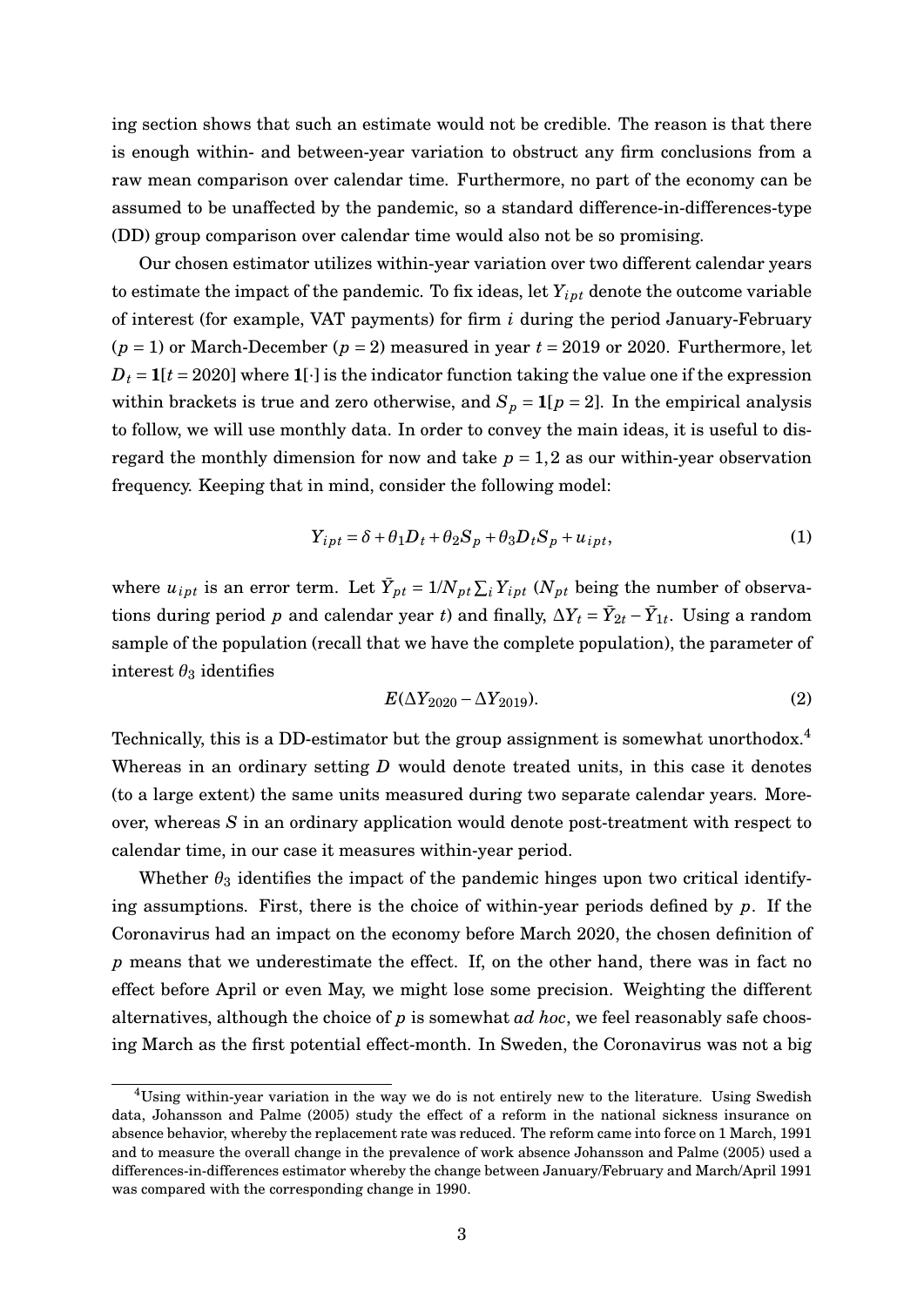ing section shows that such an estimate would not be credible. The reason is that there is enough within- and between-year variation to obstruct any firm conclusions from a raw mean comparison over calendar time. Furthermore, no part of the economy can be assumed to be unaffected by the pandemic, so a standard difference-in-differences-type (DD) group comparison over calendar time would also not be so promising.

Our chosen estimator utilizes within-year variation over two different calendar years to estimate the impact of the pandemic. To fix ideas, let $Y_{ipt}$ denote the outcome variable of interest (for example, VAT payments) for firm $i$ during the period January-February ($p = 1$) or March-December ($p = 2$) measured in year $t = 2019$ or 2020. Furthermore, let $D_t = \mathbf{1}[t = 2020]$ where $\mathbf{1}[\cdot]$ is the indicator function taking the value one if the expression within brackets is true and zero otherwise, and $S_p = \mathbf{1}[p = 2]$. In the empirical analysis to follow, we will use monthly data. In order to convey the main ideas, it is useful to disregard the monthly dimension for now and take $p = 1, 2$ as our within-year observation frequency. Keeping that in mind, consider the following model:

$$Y_{ipt} = \delta + \theta_1 D_t + \theta_2 S_p + \theta_3 D_t S_p + u_{ipt}, \tag{1}$$

where $u_{ipt}$ is an error term. Let $\bar{Y}_{pt} = 1/N_{pt} \sum_i Y_{ipt}$ ($N_{pt}$ being the number of observations during period $p$ and calendar year $t$) and finally, $\Delta Y_t = \bar{Y}_{2t} - \bar{Y}_{1t}$. Using a random sample of the population (recall that we have the complete population), the parameter of interest $\theta_3$ identifies

$$E(\Delta Y_{2020} - \Delta Y_{2019}). \tag{2}$$

Technically, this is a DD-estimator but the group assignment is somewhat unorthodox.[4] Whereas in an ordinary setting $D$ would denote treated units, in this case it denotes (to a large extent) the same units measured during two separate calendar years. Moreover, whereas $S$ in an ordinary application would denote post-treatment with respect to calendar time, in our case it measures within-year period.

Whether $\theta_3$ identifies the impact of the pandemic hinges upon two critical identifying assumptions. First, there is the choice of within-year periods defined by $p$. If the Coronavirus had an impact on the economy before March 2020, the chosen definition of $p$ means that we underestimate the effect. If, on the other hand, there was in fact no effect before April or even May, we might lose some precision. Weighting the different alternatives, although the choice of $p$ is somewhat *ad hoc*, we feel reasonably safe choosing March as the first potential effect-month. In Sweden, the Coronavirus was not a big

[4] Using within-year variation in the way we do is not entirely new to the literature. Using Swedish data, Johansson and Palme (2005) study the effect of a reform in the national sickness insurance on absence behavior, whereby the replacement rate was reduced. The reform came into force on 1 March, 1991 and to measure the overall change in the prevalence of work absence Johansson and Palme (2005) used a differences-in-differences estimator whereby the change between January/February and March/April 1991 was compared with the corresponding change in 1990.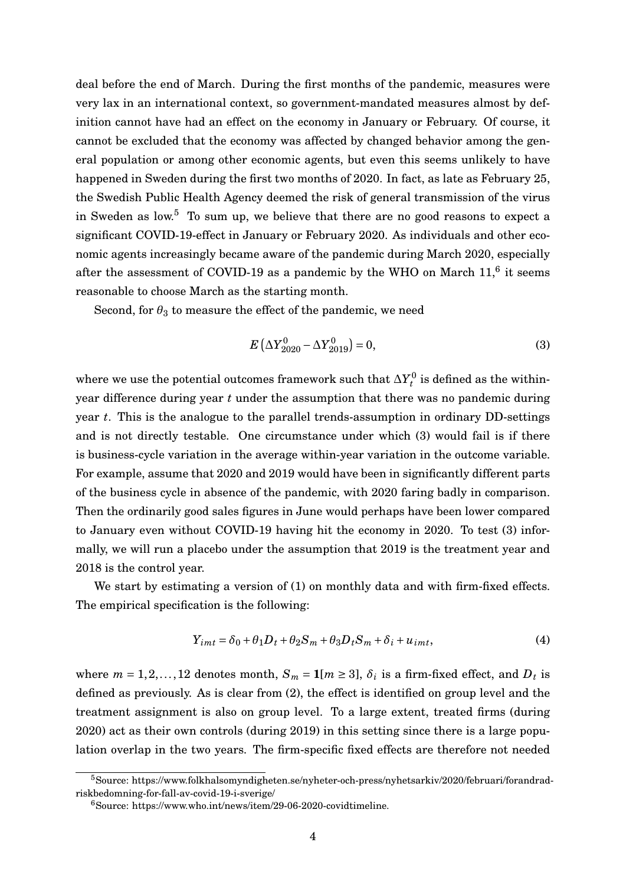deal before the end of March. During the first months of the pandemic, measures were very lax in an international context, so government-mandated measures almost by definition cannot have had an effect on the economy in January or February. Of course, it cannot be excluded that the economy was affected by changed behavior among the general population or among other economic agents, but even this seems unlikely to have happened in Sweden during the first two months of 2020. In fact, as late as February 25, the Swedish Public Health Agency deemed the risk of general transmission of the virus in Sweden as low.[5] To sum up, we believe that there are no good reasons to expect a significant COVID-19-effect in January or February 2020. As individuals and other economic agents increasingly became aware of the pandemic during March 2020, especially after the assessment of COVID-19 as a pandemic by the WHO on March 11,[6] it seems reasonable to choose March as the starting month.

Second, for $\theta_3$ to measure the effect of the pandemic, we need

$$E\left(\Delta Y^0_{2020} - \Delta Y^0_{2019}\right) = 0, \tag{3}$$

where we use the potential outcomes framework such that $\Delta Y^0_t$ is defined as the within-year difference during year $t$ under the assumption that there was no pandemic during year $t$. This is the analogue to the parallel trends-assumption in ordinary DD-settings and is not directly testable. One circumstance under which (3) would fail is if there is business-cycle variation in the average within-year variation in the outcome variable. For example, assume that 2020 and 2019 would have been in significantly different parts of the business cycle in absence of the pandemic, with 2020 faring badly in comparison. Then the ordinarily good sales figures in June would perhaps have been lower compared to January even without COVID-19 having hit the economy in 2020. To test (3) informally, we will run a placebo under the assumption that 2019 is the treatment year and 2018 is the control year.

We start by estimating a version of (1) on monthly data and with firm-fixed effects. The empirical specification is the following:

$$Y_{imt} = \delta_0 + \theta_1 D_t + \theta_2 S_m + \theta_3 D_t S_m + \delta_i + u_{imt}, \tag{4}$$

where $m = 1, 2, \ldots, 12$ denotes month, $S_m = \mathbf{1}[m \geq 3]$, $\delta_i$ is a firm-fixed effect, and $D_t$ is defined as previously. As is clear from (2), the effect is identified on group level and the treatment assignment is also on group level. To a large extent, treated firms (during 2020) act as their own controls (during 2019) in this setting since there is a large population overlap in the two years. The firm-specific fixed effects are therefore not needed

[5] Source: https://www.folkhalsomyndigheten.se/nyheter-och-press/nyhetsarkiv/2020/februari/forandrad-riskbedomning-for-fall-av-covid-19-i-sverige/

[6] Source: https://www.who.int/news/item/29-06-2020-covidtimeline.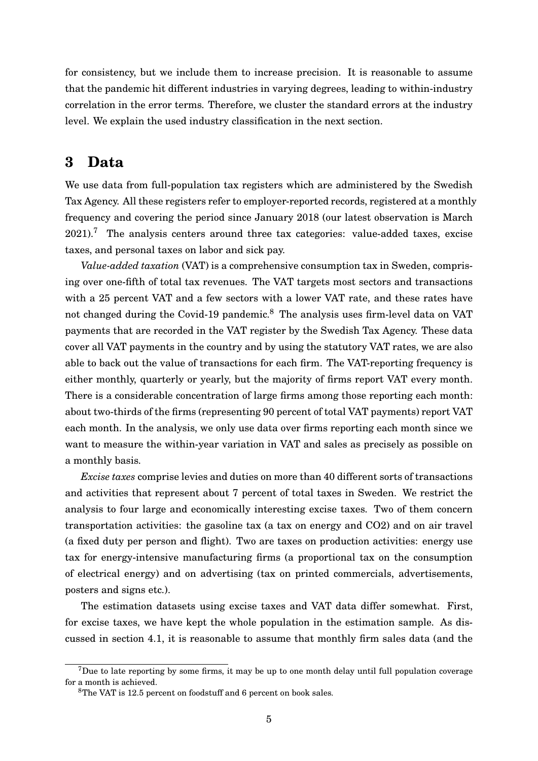for consistency, but we include them to increase precision. It is reasonable to assume that the pandemic hit different industries in varying degrees, leading to within-industry correlation in the error terms. Therefore, we cluster the standard errors at the industry level. We explain the used industry classification in the next section.

# 3 Data

We use data from full-population tax registers which are administered by the Swedish Tax Agency. All these registers refer to employer-reported records, registered at a monthly frequency and covering the period since January 2018 (our latest observation is March 2021).[7] The analysis centers around three tax categories: value-added taxes, excise taxes, and personal taxes on labor and sick pay.

*Value-added taxation* (VAT) is a comprehensive consumption tax in Sweden, comprising over one-fifth of total tax revenues. The VAT targets most sectors and transactions with a 25 percent VAT and a few sectors with a lower VAT rate, and these rates have not changed during the Covid-19 pandemic.[8] The analysis uses firm-level data on VAT payments that are recorded in the VAT register by the Swedish Tax Agency. These data cover all VAT payments in the country and by using the statutory VAT rates, we are also able to back out the value of transactions for each firm. The VAT-reporting frequency is either monthly, quarterly or yearly, but the majority of firms report VAT every month. There is a considerable concentration of large firms among those reporting each month: about two-thirds of the firms (representing 90 percent of total VAT payments) report VAT each month. In the analysis, we only use data over firms reporting each month since we want to measure the within-year variation in VAT and sales as precisely as possible on a monthly basis.

*Excise taxes* comprise levies and duties on more than 40 different sorts of transactions and activities that represent about 7 percent of total taxes in Sweden. We restrict the analysis to four large and economically interesting excise taxes. Two of them concern transportation activities: the gasoline tax (a tax on energy and $CO_2$) and on air travel (a fixed duty per person and flight). Two are taxes on production activities: energy use tax for energy-intensive manufacturing firms (a proportional tax on the consumption of electrical energy) and on advertising (tax on printed commercials, advertisements, posters and signs etc.).

The estimation datasets using excise taxes and VAT data differ somewhat. First, for excise taxes, we have kept the whole population in the estimation sample. As discussed in section 4.1, it is reasonable to assume that monthly firm sales data (and the

[7] Due to late reporting by some firms, it may be up to one month delay until full population coverage for a month is achieved.

[8] The VAT is 12.5 percent on foodstuff and 6 percent on book sales.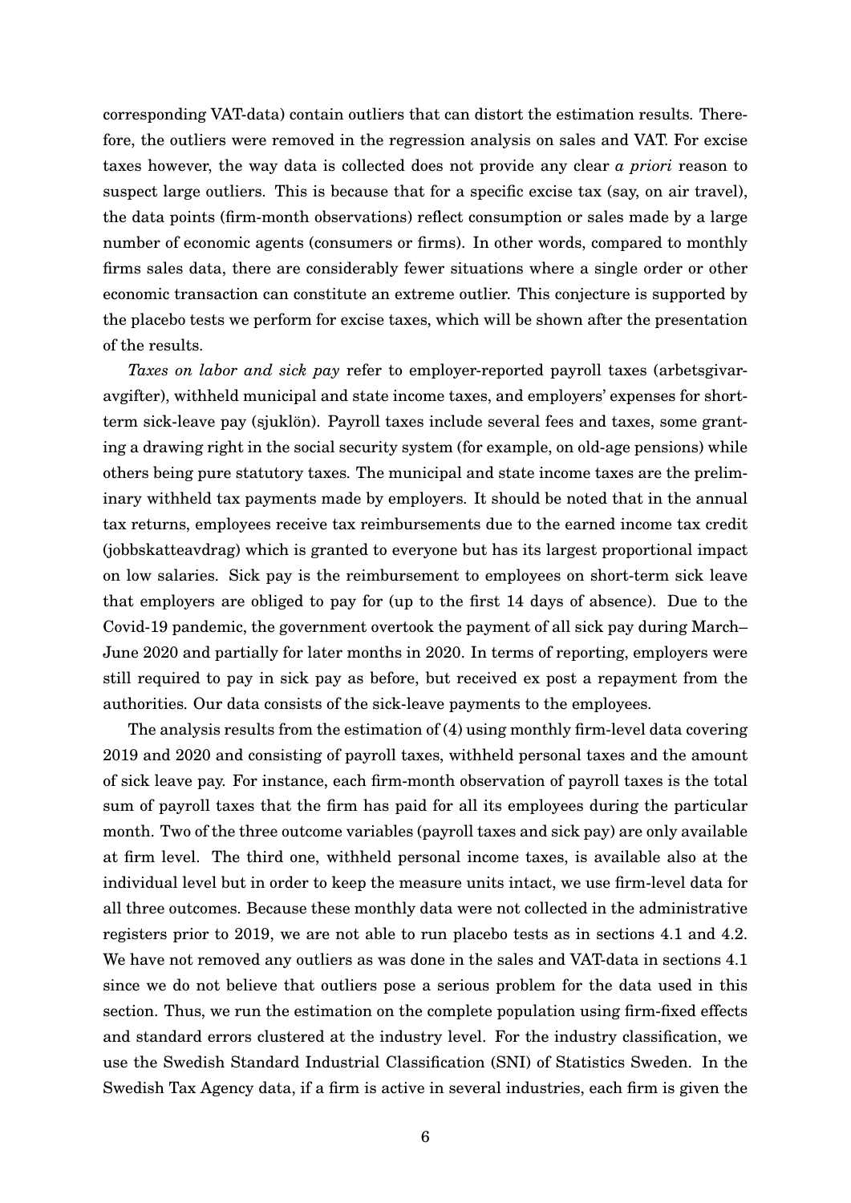corresponding VAT-data) contain outliers that can distort the estimation results. Therefore, the outliers were removed in the regression analysis on sales and VAT. For excise taxes however, the way data is collected does not provide any clear *a priori* reason to suspect large outliers. This is because that for a specific excise tax (say, on air travel), the data points (firm-month observations) reflect consumption or sales made by a large number of economic agents (consumers or firms). In other words, compared to monthly firms sales data, there are considerably fewer situations where a single order or other economic transaction can constitute an extreme outlier. This conjecture is supported by the placebo tests we perform for excise taxes, which will be shown after the presentation of the results.

*Taxes on labor and sick pay* refer to employer-reported payroll taxes (arbetsgivaravgifter), withheld municipal and state income taxes, and employers' expenses for short-term sick-leave pay (sjuklön). Payroll taxes include several fees and taxes, some granting a drawing right in the social security system (for example, on old-age pensions) while others being pure statutory taxes. The municipal and state income taxes are the preliminary withheld tax payments made by employers. It should be noted that in the annual tax returns, employees receive tax reimbursements due to the earned income tax credit (jobbskatteavdrag) which is granted to everyone but has its largest proportional impact on low salaries. Sick pay is the reimbursement to employees on short-term sick leave that employers are obliged to pay for (up to the first 14 days of absence). Due to the Covid-19 pandemic, the government overtook the payment of all sick pay during March–June 2020 and partially for later months in 2020. In terms of reporting, employers were still required to pay in sick pay as before, but received ex post a repayment from the authorities. Our data consists of the sick-leave payments to the employees.

The analysis results from the estimation of (4) using monthly firm-level data covering 2019 and 2020 and consisting of payroll taxes, withheld personal taxes and the amount of sick leave pay. For instance, each firm-month observation of payroll taxes is the total sum of payroll taxes that the firm has paid for all its employees during the particular month. Two of the three outcome variables (payroll taxes and sick pay) are only available at firm level. The third one, withheld personal income taxes, is available also at the individual level but in order to keep the measure units intact, we use firm-level data for all three outcomes. Because these monthly data were not collected in the administrative registers prior to 2019, we are not able to run placebo tests as in sections 4.1 and 4.2. We have not removed any outliers as was done in the sales and VAT-data in sections 4.1 since we do not believe that outliers pose a serious problem for the data used in this section. Thus, we run the estimation on the complete population using firm-fixed effects and standard errors clustered at the industry level. For the industry classification, we use the Swedish Standard Industrial Classification (SNI) of Statistics Sweden. In the Swedish Tax Agency data, if a firm is active in several industries, each firm is given the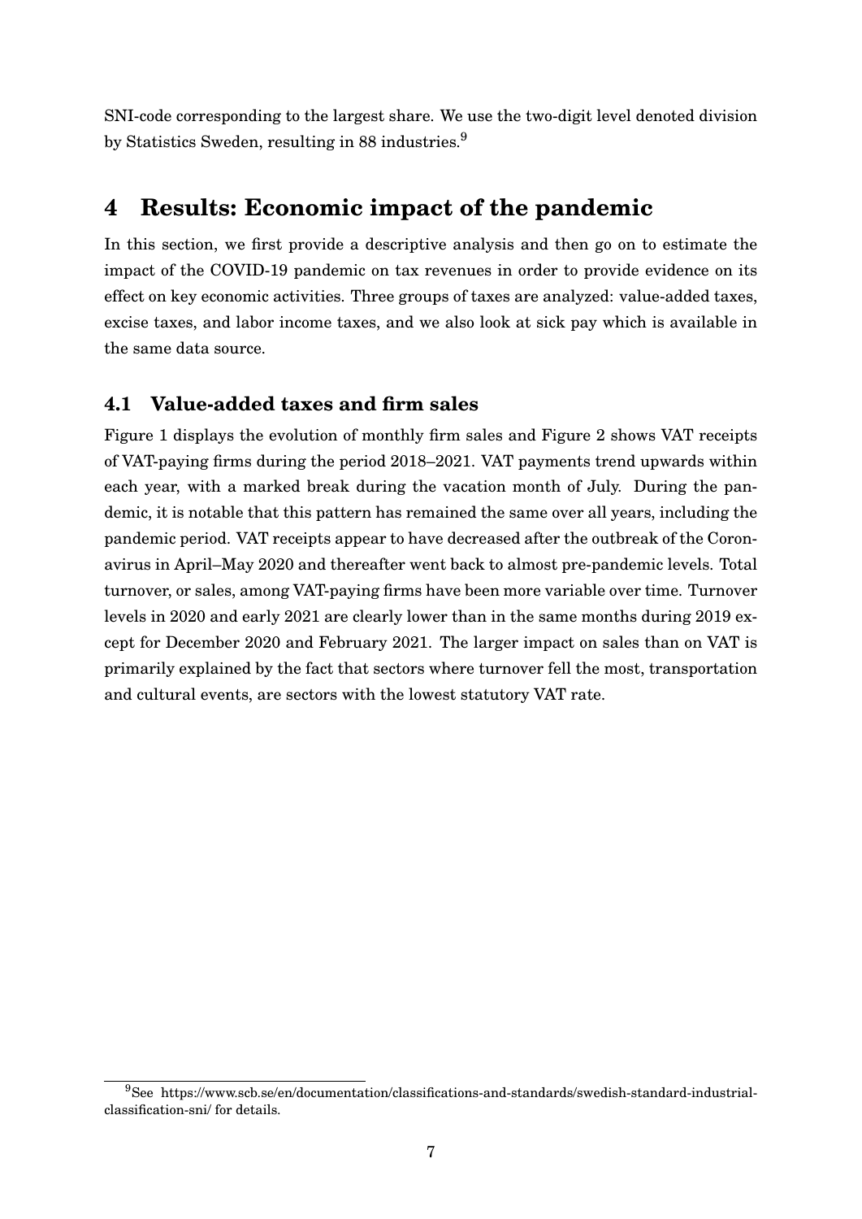SNI-code corresponding to the largest share. We use the two-digit level denoted division by Statistics Sweden, resulting in 88 industries.[9]

# 4 Results: Economic impact of the pandemic

In this section, we first provide a descriptive analysis and then go on to estimate the impact of the COVID-19 pandemic on tax revenues in order to provide evidence on its effect on key economic activities. Three groups of taxes are analyzed: value-added taxes, excise taxes, and labor income taxes, and we also look at sick pay which is available in the same data source.

## 4.1 Value-added taxes and firm sales

Figure 1 displays the evolution of monthly firm sales and Figure 2 shows VAT receipts of VAT-paying firms during the period 2018–2021. VAT payments trend upwards within each year, with a marked break during the vacation month of July. During the pandemic, it is notable that this pattern has remained the same over all years, including the pandemic period. VAT receipts appear to have decreased after the outbreak of the Coronavirus in April–May 2020 and thereafter went back to almost pre-pandemic levels. Total turnover, or sales, among VAT-paying firms have been more variable over time. Turnover levels in 2020 and early 2021 are clearly lower than in the same months during 2019 except for December 2020 and February 2021. The larger impact on sales than on VAT is primarily explained by the fact that sectors where turnover fell the most, transportation and cultural events, are sectors with the lowest statutory VAT rate.

[9] See https://www.scb.se/en/documentation/classifications-and-standards/swedish-standard-industrial-classification-sni/ for details.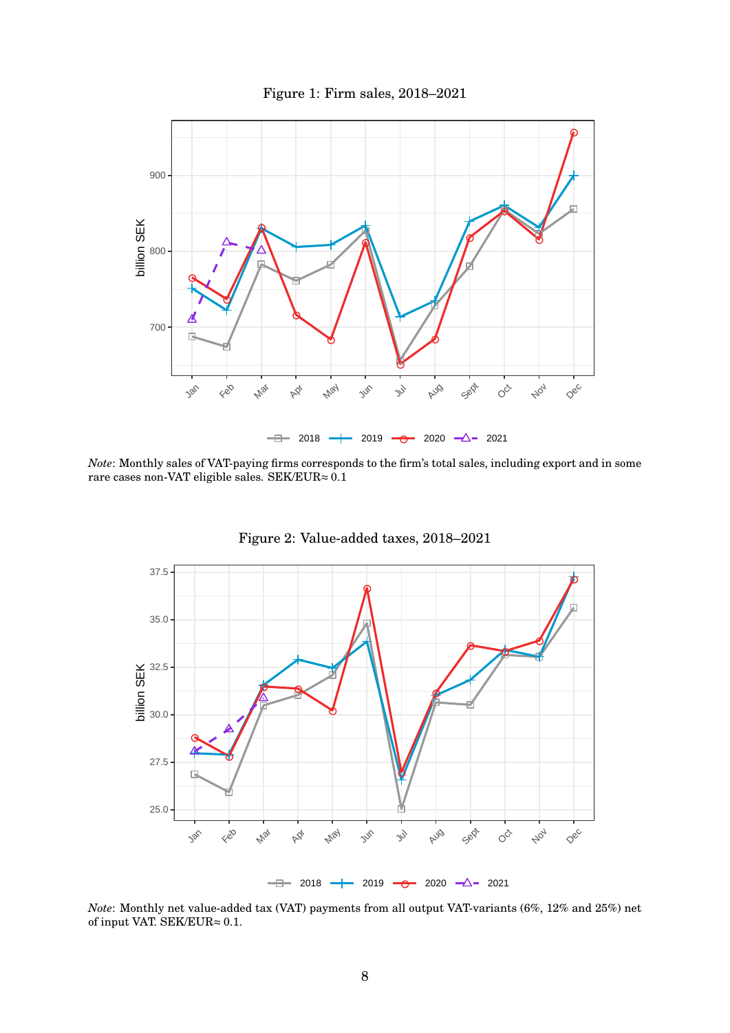Figure 1: Firm sales, 2018–2021

*Note*: Monthly sales of VAT-paying firms corresponds to the firm's total sales, including export and in some rare cases non-VAT eligible sales. SEK/EUR≈ 0.1

Figure 2: Value-added taxes, 2018–2021

*Note*: Monthly net value-added tax (VAT) payments from all output VAT-variants (6%, 12% and 25%) net of input VAT. SEK/EUR≈ 0.1.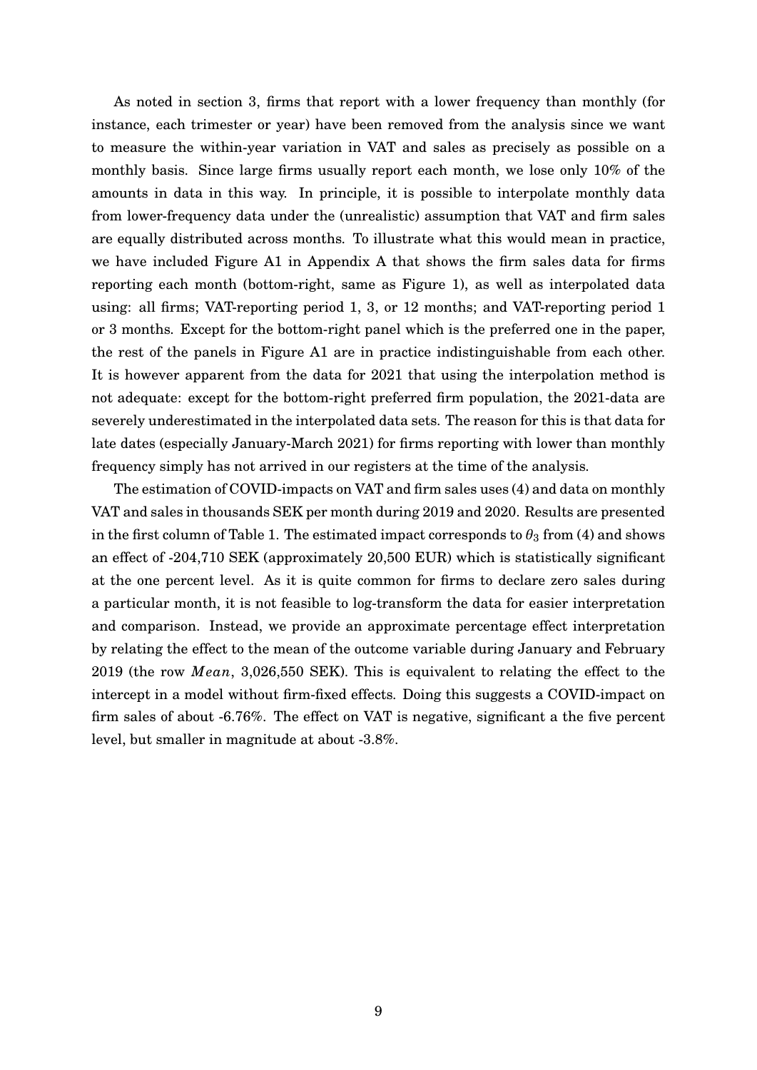As noted in section 3, firms that report with a lower frequency than monthly (for instance, each trimester or year) have been removed from the analysis since we want to measure the within-year variation in VAT and sales as precisely as possible on a monthly basis. Since large firms usually report each month, we lose only 10% of the amounts in data in this way. In principle, it is possible to interpolate monthly data from lower-frequency data under the (unrealistic) assumption that VAT and firm sales are equally distributed across months. To illustrate what this would mean in practice, we have included Figure A1 in Appendix A that shows the firm sales data for firms reporting each month (bottom-right, same as Figure 1), as well as interpolated data using: all firms; VAT-reporting period 1, 3, or 12 months; and VAT-reporting period 1 or 3 months. Except for the bottom-right panel which is the preferred one in the paper, the rest of the panels in Figure A1 are in practice indistinguishable from each other. It is however apparent from the data for 2021 that using the interpolation method is not adequate: except for the bottom-right preferred firm population, the 2021-data are severely underestimated in the interpolated data sets. The reason for this is that data for late dates (especially January-March 2021) for firms reporting with lower than monthly frequency simply has not arrived in our registers at the time of the analysis.

The estimation of COVID-impacts on VAT and firm sales uses (4) and data on monthly VAT and sales in thousands SEK per month during 2019 and 2020. Results are presented in the first column of Table 1. The estimated impact corresponds to $\theta_3$ from (4) and shows an effect of -204,710 SEK (approximately 20,500 EUR) which is statistically significant at the one percent level. As it is quite common for firms to declare zero sales during a particular month, it is not feasible to log-transform the data for easier interpretation and comparison. Instead, we provide an approximate percentage effect interpretation by relating the effect to the mean of the outcome variable during January and February 2019 (the row $Mean$, 3,026,550 SEK). This is equivalent to relating the effect to the intercept in a model without firm-fixed effects. Doing this suggests a COVID-impact on firm sales of about -6.76%. The effect on VAT is negative, significant a the five percent level, but smaller in magnitude at about -3.8%.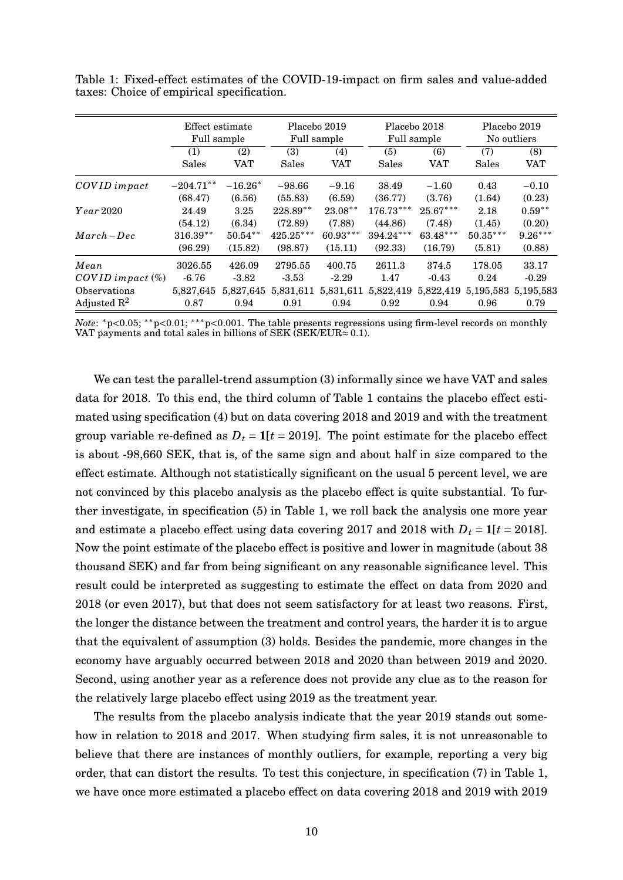Table 1: Fixed-effect estimates of the COVID-19-impact on firm sales and value-added taxes: Choice of empirical specification.

| | Effect estimate Full sample | | Placebo 2019 Full sample | | Placebo 2018 Full sample | | Placebo 2019 No outliers | |
|---|---|---|---|---|---|---|---|---|
| | (1) | (2) | (3) | (4) | (5) | (6) | (7) | (8) |
| | Sales | VAT | Sales | VAT | Sales | VAT | Sales | VAT |
| $COVID\,impact$ | $-204.71^{**}$ | $-16.26^{*}$ | $-98.66$ | $-9.16$ | 38.49 | $-1.60$ | 0.43 | $-0.10$ |
| | (68.47) | (6.56) | (55.83) | (6.59) | (36.77) | (3.76) | (1.64) | (0.23) |
| $Year\,2020$ | 24.49 | 3.25 | $228.89^{**}$ | $23.08^{**}$ | $176.73^{***}$ | $25.67^{***}$ | 2.18 | $0.59^{**}$ |
| | (54.12) | (6.34) | (72.89) | (7.88) | (44.86) | (7.48) | (1.45) | (0.20) |
| $March-Dec$ | $316.39^{**}$ | $50.54^{**}$ | $425.25^{***}$ | $60.93^{***}$ | $394.24^{***}$ | $63.48^{***}$ | $50.35^{***}$ | $9.26^{***}$ |
| | (96.29) | (15.82) | (98.87) | (15.11) | (92.33) | (16.79) | (5.81) | (0.88) |
| $Mean$ | 3026.55 | 426.09 | 2795.55 | 400.75 | 2611.3 | 374.5 | 178.05 | 33.17 |
| $COVID\,impact\,(\%)$ | -6.76 | -3.82 | -3.53 | -2.29 | 1.47 | -0.43 | 0.24 | -0.29 |
| Observations | 5,827,645 | 5,827,645 | 5,831,611 | 5,831,611 | 5,822,419 | 5,822,419 | 5,195,583 | 5,195,583 |
| Adjusted $R^2$ | 0.87 | 0.94 | 0.91 | 0.94 | 0.92 | 0.94 | 0.96 | 0.79 |

*Note*: $^{*}p<0.05$; $^{**}p<0.01$; $^{***}p<0.001$. The table presents regressions using firm-level records on monthly VAT payments and total sales in billions of SEK (SEK/EUR≈ 0.1).

We can test the parallel-trend assumption (3) informally since we have VAT and sales data for 2018. To this end, the third column of Table 1 contains the placebo effect estimated using specification (4) but on data covering 2018 and 2019 and with the treatment group variable re-defined as $D_t = \mathbf{1}[t = 2019]$. The point estimate for the placebo effect is about -98,660 SEK, that is, of the same sign and about half in size compared to the effect estimate. Although not statistically significant on the usual 5 percent level, we are not convinced by this placebo analysis as the placebo effect is quite substantial. To further investigate, in specification (5) in Table 1, we roll back the analysis one more year and estimate a placebo effect using data covering 2017 and 2018 with $D_t = \mathbf{1}[t = 2018]$. Now the point estimate of the placebo effect is positive and lower in magnitude (about 38 thousand SEK) and far from being significant on any reasonable significance level. This result could be interpreted as suggesting to estimate the effect on data from 2020 and 2018 (or even 2017), but that does not seem satisfactory for at least two reasons. First, the longer the distance between the treatment and control years, the harder it is to argue that the equivalent of assumption (3) holds. Besides the pandemic, more changes in the economy have arguably occurred between 2018 and 2020 than between 2019 and 2020. Second, using another year as a reference does not provide any clue as to the reason for the relatively large placebo effect using 2019 as the treatment year.

The results from the placebo analysis indicate that the year 2019 stands out somehow in relation to 2018 and 2017. When studying firm sales, it is not unreasonable to believe that there are instances of monthly outliers, for example, reporting a very big order, that can distort the results. To test this conjecture, in specification (7) in Table 1, we have once more estimated a placebo effect on data covering 2018 and 2019 with 2019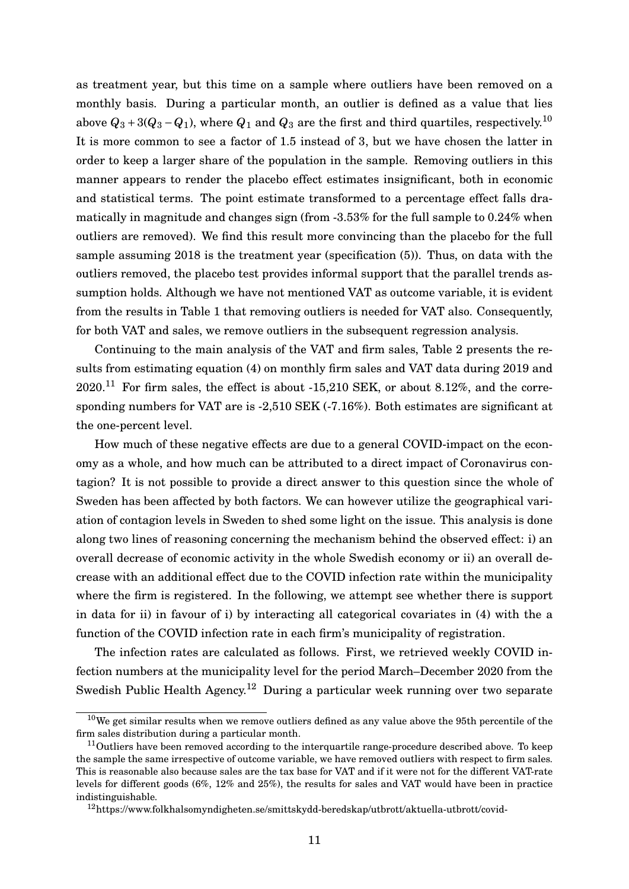as treatment year, but this time on a sample where outliers have been removed on a monthly basis. During a particular month, an outlier is defined as a value that lies above $Q_3 + 3(Q_3 - Q_1)$, where $Q_1$ and $Q_3$ are the first and third quartiles, respectively.[10] It is more common to see a factor of 1.5 instead of 3, but we have chosen the latter in order to keep a larger share of the population in the sample. Removing outliers in this manner appears to render the placebo effect estimates insignificant, both in economic and statistical terms. The point estimate transformed to a percentage effect falls dramatically in magnitude and changes sign (from -3.53% for the full sample to 0.24% when outliers are removed). We find this result more convincing than the placebo for the full sample assuming 2018 is the treatment year (specification (5)). Thus, on data with the outliers removed, the placebo test provides informal support that the parallel trends assumption holds. Although we have not mentioned VAT as outcome variable, it is evident from the results in Table 1 that removing outliers is needed for VAT also. Consequently, for both VAT and sales, we remove outliers in the subsequent regression analysis.

Continuing to the main analysis of the VAT and firm sales, Table 2 presents the results from estimating equation (4) on monthly firm sales and VAT data during 2019 and 2020.[11] For firm sales, the effect is about -15,210 SEK, or about 8.12%, and the corresponding numbers for VAT are is -2,510 SEK (-7.16%). Both estimates are significant at the one-percent level.

How much of these negative effects are due to a general COVID-impact on the economy as a whole, and how much can be attributed to a direct impact of Coronavirus contagion? It is not possible to provide a direct answer to this question since the whole of Sweden has been affected by both factors. We can however utilize the geographical variation of contagion levels in Sweden to shed some light on the issue. This analysis is done along two lines of reasoning concerning the mechanism behind the observed effect: i) an overall decrease of economic activity in the whole Swedish economy or ii) an overall decrease with an additional effect due to the COVID infection rate within the municipality where the firm is registered. In the following, we attempt see whether there is support in data for ii) in favour of i) by interacting all categorical covariates in (4) with the a function of the COVID infection rate in each firm's municipality of registration.

The infection rates are calculated as follows. First, we retrieved weekly COVID infection numbers at the municipality level for the period March–December 2020 from the Swedish Public Health Agency.[12] During a particular week running over two separate

---

[10] We get similar results when we remove outliers defined as any value above the 95th percentile of the firm sales distribution during a particular month.

[11] Outliers have been removed according to the interquartile range-procedure described above. To keep the sample the same irrespective of outcome variable, we have removed outliers with respect to firm sales. This is reasonable also because sales are the tax base for VAT and if it were not for the different VAT-rate levels for different goods (6%, 12% and 25%), the results for sales and VAT would have been in practice indistinguishable.

[12] https://www.folkhalsomyndigheten.se/smittskydd-beredskap/utbrott/aktuella-utbrott/covid-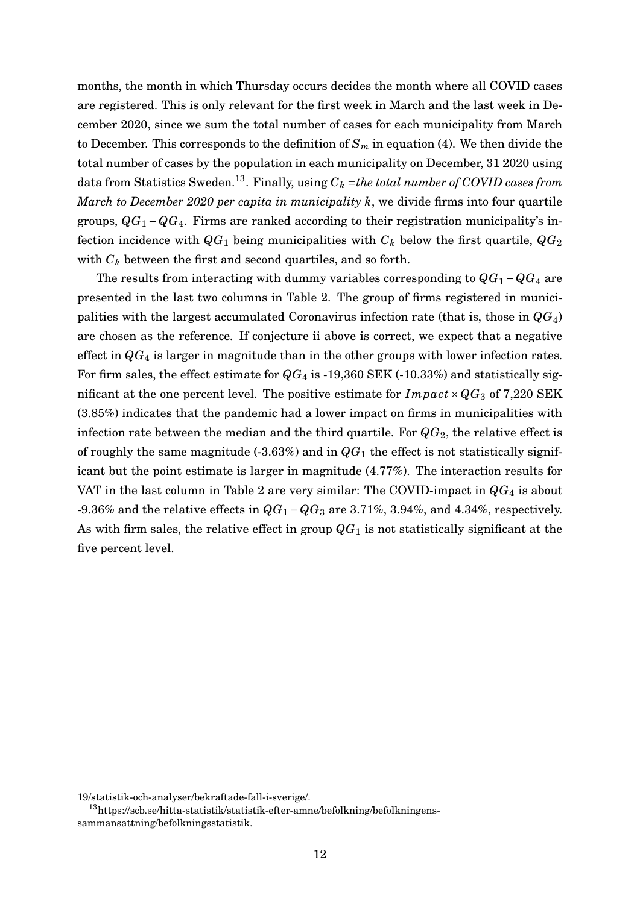months, the month in which Thursday occurs decides the month where all COVID cases are registered. This is only relevant for the first week in March and the last week in December 2020, since we sum the total number of cases for each municipality from March to December. This corresponds to the definition of $S_m$ in equation (4). We then divide the total number of cases by the population in each municipality on December, 31 2020 using data from Statistics Sweden.[13]. Finally, using $C_k$ =*the total number of COVID cases from March to December 2020 per capita in municipality* $k$, we divide firms into four quartile groups, $QG_1 - QG_4$. Firms are ranked according to their registration municipality's infection incidence with $QG_1$ being municipalities with $C_k$ below the first quartile, $QG_2$ with $C_k$ between the first and second quartiles, and so forth.

The results from interacting with dummy variables corresponding to $QG_1 - QG_4$ are presented in the last two columns in Table 2. The group of firms registered in municipalities with the largest accumulated Coronavirus infection rate (that is, those in $QG_4$) are chosen as the reference. If conjecture ii above is correct, we expect that a negative effect in $QG_4$ is larger in magnitude than in the other groups with lower infection rates. For firm sales, the effect estimate for $QG_4$ is -19,360 SEK (-10.33%) and statistically significant at the one percent level. The positive estimate for $Impact \times QG_3$ of 7,220 SEK (3.85%) indicates that the pandemic had a lower impact on firms in municipalities with infection rate between the median and the third quartile. For $QG_2$, the relative effect is of roughly the same magnitude (-3.63%) and in $QG_1$ the effect is not statistically significant but the point estimate is larger in magnitude (4.77%). The interaction results for VAT in the last column in Table 2 are very similar: The COVID-impact in $QG_4$ is about -9.36% and the relative effects in $QG_1 - QG_3$ are 3.71%, 3.94%, and 4.34%, respectively. As with firm sales, the relative effect in group $QG_1$ is not statistically significant at the five percent level.

19/statistik-och-analyser/bekraftade-fall-i-sverige/.

[13] https://scb.se/hitta-statistik/statistik-efter-amne/befolkning/befolkningens-sammansattning/befolkningsstatistik.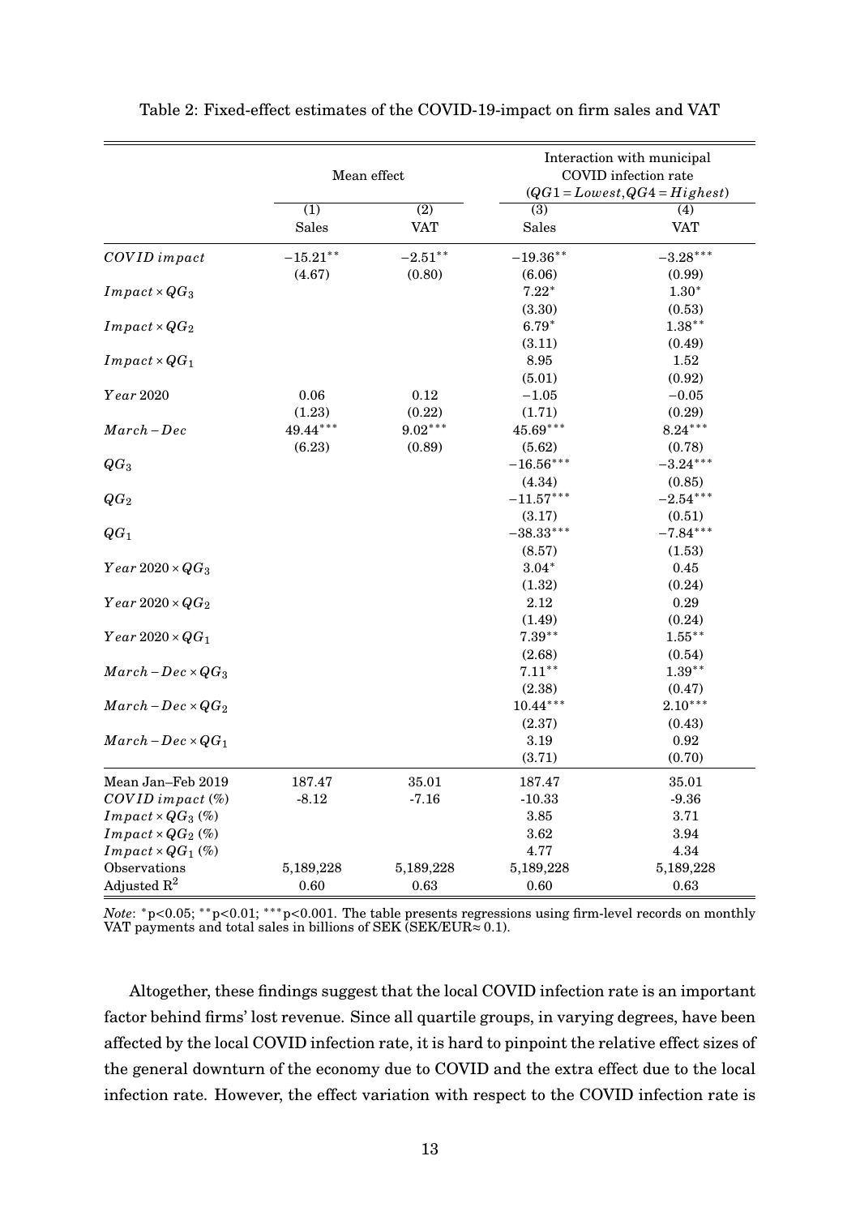Table 2: Fixed-effect estimates of the COVID-19-impact on firm sales and VAT

| | Mean effect | | Interaction with municipal COVID infection rate ($QG1 = Lowest, QG4 = Highest$) | |
|---|---|---|---|---|
| | (1) | (2) | (3) | (4) |
| | Sales | VAT | Sales | VAT |
| $COVID\ impact$ | $-15.21^{**}$ | $-2.51^{**}$ | $-19.36^{**}$ | $-3.28^{***}$ |
| | (4.67) | (0.80) | (6.06) | (0.99) |
| $Impact \times QG_3$ | | | $7.22^{*}$ | $1.30^{*}$ |
| | | | (3.30) | (0.53) |
| $Impact \times QG_2$ | | | $6.79^{*}$ | $1.38^{**}$ |
| | | | (3.11) | (0.49) |
| $Impact \times QG_1$ | | | 8.95 | 1.52 |
| | | | (5.01) | (0.92) |
| $Year\ 2020$ | 0.06 | 0.12 | $-1.05$ | $-0.05$ |
| | (1.23) | (0.22) | (1.71) | (0.29) |
| $March-Dec$ | $49.44^{***}$ | $9.02^{***}$ | $45.69^{***}$ | $8.24^{***}$ |
| | (6.23) | (0.89) | (5.62) | (0.78) |
| $QG_3$ | | | $-16.56^{***}$ | $-3.24^{***}$ |
| | | | (4.34) | (0.85) |
| $QG_2$ | | | $-11.57^{***}$ | $-2.54^{***}$ |
| | | | (3.17) | (0.51) |
| $QG_1$ | | | $-38.33^{***}$ | $-7.84^{***}$ |
| | | | (8.57) | (1.53) |
| $Year\ 2020 \times QG_3$ | | | $3.04^{*}$ | 0.45 |
| | | | (1.32) | (0.24) |
| $Year\ 2020 \times QG_2$ | | | 2.12 | 0.29 |
| | | | (1.49) | (0.24) |
| $Year\ 2020 \times QG_1$ | | | $7.39^{**}$ | $1.55^{**}$ |
| | | | (2.68) | (0.54) |
| $March-Dec \times QG_3$ | | | $7.11^{**}$ | $1.39^{**}$ |
| | | | (2.38) | (0.47) |
| $March-Dec \times QG_2$ | | | $10.44^{***}$ | $2.10^{***}$ |
| | | | (2.37) | (0.43) |
| $March-Dec \times QG_1$ | | | 3.19 | 0.92 |
| | | | (3.71) | (0.70) |
| Mean Jan–Feb 2019 | 187.47 | 35.01 | 187.47 | 35.01 |
| $COVID\ impact$ (%) | -8.12 | -7.16 | -10.33 | -9.36 |
| $Impact \times QG_3$ (%) | | | 3.85 | 3.71 |
| $Impact \times QG_2$ (%) | | | 3.62 | 3.94 |
| $Impact \times QG_1$ (%) | | | 4.77 | 4.34 |
| Observations | 5,189,228 | 5,189,228 | 5,189,228 | 5,189,228 |
| Adjusted $R^2$ | 0.60 | 0.63 | 0.60 | 0.63 |

*Note*: $^{*}p<0.05$; $^{**}p<0.01$; $^{***}p<0.001$. The table presents regressions using firm-level records on monthly VAT payments and total sales in billions of SEK (SEK/EUR≈ 0.1).

Altogether, these findings suggest that the local COVID infection rate is an important factor behind firms' lost revenue. Since all quartile groups, in varying degrees, have been affected by the local COVID infection rate, it is hard to pinpoint the relative effect sizes of the general downturn of the economy due to COVID and the extra effect due to the local infection rate. However, the effect variation with respect to the COVID infection rate is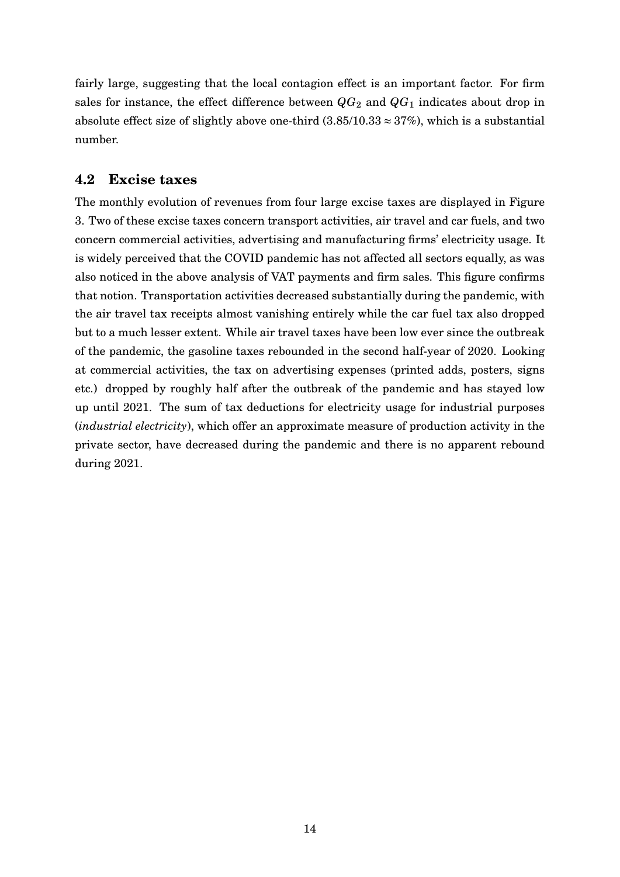fairly large, suggesting that the local contagion effect is an important factor. For firm sales for instance, the effect difference between $QG_2$ and $QG_1$ indicates about drop in absolute effect size of slightly above one-third ($3.85/10.33 \approx 37\%$), which is a substantial number.

## 4.2 Excise taxes

The monthly evolution of revenues from four large excise taxes are displayed in Figure 3. Two of these excise taxes concern transport activities, air travel and car fuels, and two concern commercial activities, advertising and manufacturing firms' electricity usage. It is widely perceived that the COVID pandemic has not affected all sectors equally, as was also noticed in the above analysis of VAT payments and firm sales. This figure confirms that notion. Transportation activities decreased substantially during the pandemic, with the air travel tax receipts almost vanishing entirely while the car fuel tax also dropped but to a much lesser extent. While air travel taxes have been low ever since the outbreak of the pandemic, the gasoline taxes rebounded in the second half-year of 2020. Looking at commercial activities, the tax on advertising expenses (printed adds, posters, signs etc.) dropped by roughly half after the outbreak of the pandemic and has stayed low up until 2021. The sum of tax deductions for electricity usage for industrial purposes (*industrial electricity*), which offer an approximate measure of production activity in the private sector, have decreased during the pandemic and there is no apparent rebound during 2021.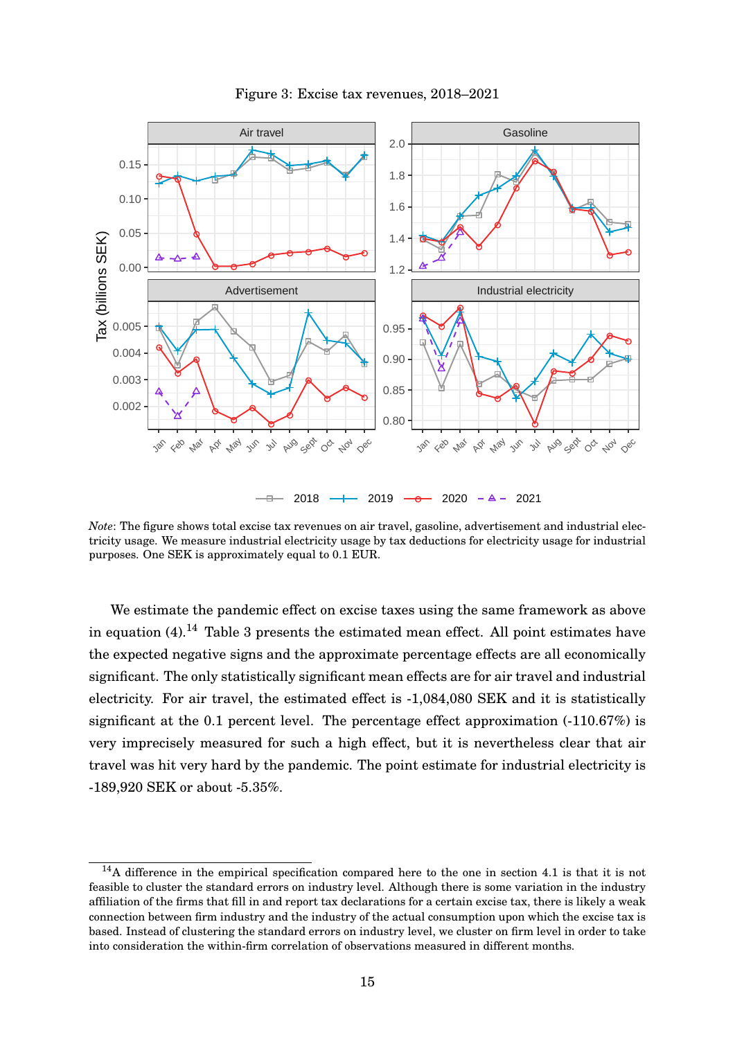Figure 3: Excise tax revenues, 2018–2021

*Note*: The figure shows total excise tax revenues on air travel, gasoline, advertisement and industrial electricity usage. We measure industrial electricity usage by tax deductions for electricity usage for industrial purposes. One SEK is approximately equal to 0.1 EUR.

We estimate the pandemic effect on excise taxes using the same framework as above in equation (4).[14] Table 3 presents the estimated mean effect. All point estimates have the expected negative signs and the approximate percentage effects are all economically significant. The only statistically significant mean effects are for air travel and industrial electricity. For air travel, the estimated effect is -1,084,080 SEK and it is statistically significant at the 0.1 percent level. The percentage effect approximation (-110.67%) is very imprecisely measured for such a high effect, but it is nevertheless clear that air travel was hit very hard by the pandemic. The point estimate for industrial electricity is -189,920 SEK or about -5.35%.

[14] A difference in the empirical specification compared here to the one in section 4.1 is that it is not feasible to cluster the standard errors on industry level. Although there is some variation in the industry affiliation of the firms that fill in and report tax declarations for a certain excise tax, there is likely a weak connection between firm industry and the industry of the actual consumption upon which the excise tax is based. Instead of clustering the standard errors on industry level, we cluster on firm level in order to take into consideration the within-firm correlation of observations measured in different months.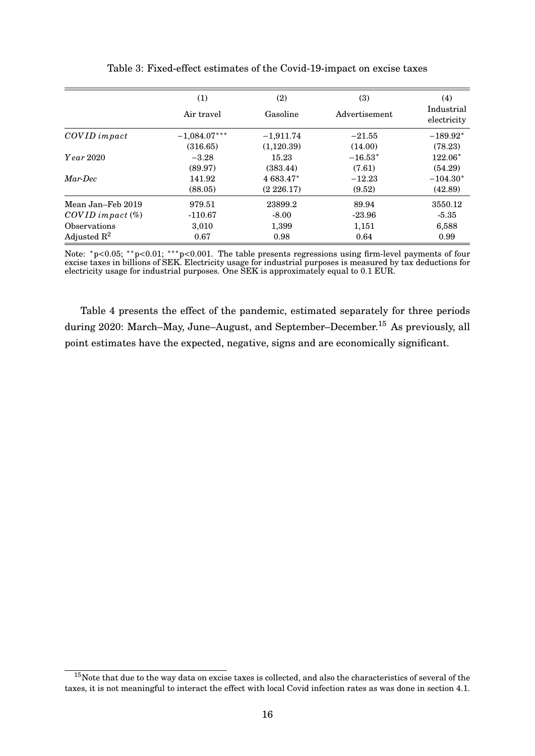Table 3: Fixed-effect estimates of the Covid-19-impact on excise taxes

| | (1) | (2) | (3) | (4) |
|---|---|---|---|---|
| | Air travel | Gasoline | Advertisement | Industrial electricity |
| $COVID\ impact$ | $-1{,}084.07^{***}$ | $-1{,}911.74$ | $-21.55$ | $-189.92^{*}$ |
| | (316.65) | (1,120.39) | (14.00) | (78.23) |
| $Year$ 2020 | $-3.28$ | 15.23 | $-16.53^{*}$ | $122.06^{*}$ |
| | (89.97) | (383.44) | (7.61) | (54.29) |
| *Mar-Dec* | 141.92 | $4\,683.47^{*}$ | $-12.23$ | $-104.30^{*}$ |
| | (88.05) | (2 226.17) | (9.52) | (42.89) |
| Mean Jan–Feb 2019 | 979.51 | 23899.2 | 89.94 | 3550.12 |
| $COVID\ impact$ (%) | -110.67 | -8.00 | -23.96 | -5.35 |
| Observations | 3,010 | 1,399 | 1,151 | 6,588 |
| Adjusted $R^2$ | 0.67 | 0.98 | 0.64 | 0.99 |

Note: $^{*}$p<0.05; $^{**}$p<0.01; $^{***}$p<0.001. The table presents regressions using firm-level payments of four excise taxes in billions of SEK. Electricity usage for industrial purposes is measured by tax deductions for electricity usage for industrial purposes. One SEK is approximately equal to 0.1 EUR.

Table 4 presents the effect of the pandemic, estimated separately for three periods during 2020: March–May, June–August, and September–December.[15] As previously, all point estimates have the expected, negative, signs and are economically significant.

[15] Note that due to the way data on excise taxes is collected, and also the characteristics of several of the taxes, it is not meaningful to interact the effect with local Covid infection rates as was done in section 4.1.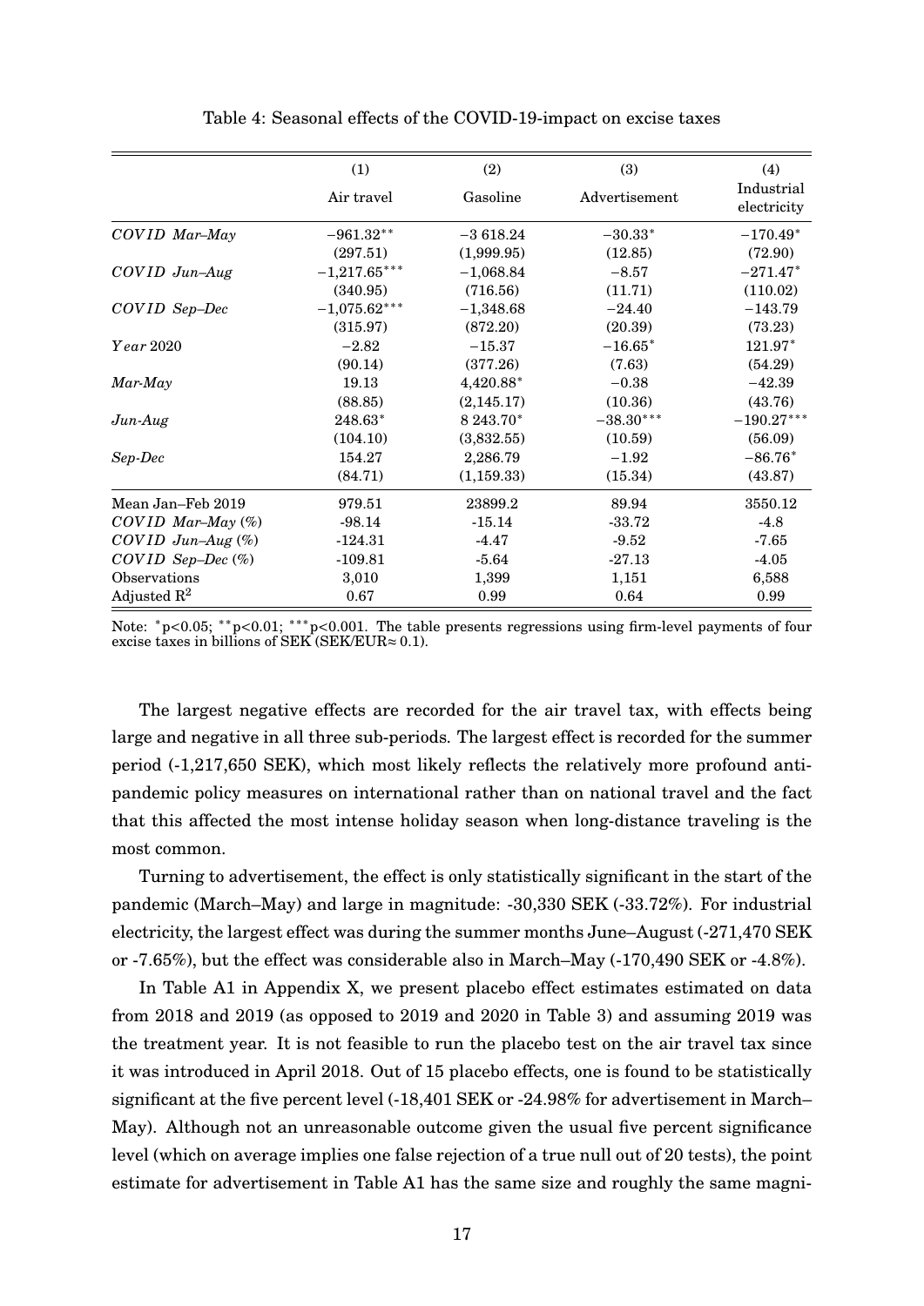Table 4: Seasonal effects of the COVID-19-impact on excise taxes

| | (1) | (2) | (3) | (4) |
|---|---|---|---|---|
| | Air travel | Gasoline | Advertisement | Industrial electricity |
| *COVID Mar–May* | $-961.32^{**}$ | $-3\,618.24$ | $-30.33^{*}$ | $-170.49^{*}$ |
| | (297.51) | (1,999.95) | (12.85) | (72.90) |
| *COVID Jun–Aug* | $-1{,}217.65^{***}$ | $-1{,}068.84$ | $-8.57$ | $-271.47^{*}$ |
| | (340.95) | (716.56) | (11.71) | (110.02) |
| *COVID Sep–Dec* | $-1{,}075.62^{***}$ | $-1{,}348.68$ | $-24.40$ | $-143.79$ |
| | (315.97) | (872.20) | (20.39) | (73.23) |
| *Year* 2020 | $-2.82$ | $-15.37$ | $-16.65^{*}$ | $121.97^{*}$ |
| | (90.14) | (377.26) | (7.63) | (54.29) |
| *Mar-May* | 19.13 | $4{,}420.88^{*}$ | $-0.38$ | $-42.39$ |
| | (88.85) | (2,145.17) | (10.36) | (43.76) |
| *Jun-Aug* | $248.63^{*}$ | $8\,243.70^{*}$ | $-38.30^{***}$ | $-190.27^{***}$ |
| | (104.10) | (3,832.55) | (10.59) | (56.09) |
| *Sep-Dec* | 154.27 | 2,286.79 | $-1.92$ | $-86.76^{*}$ |
| | (84.71) | (1,159.33) | (15.34) | (43.87) |
| Mean Jan–Feb 2019 | 979.51 | 23899.2 | 89.94 | 3550.12 |
| *COVID Mar–May* (%) | -98.14 | -15.14 | -33.72 | -4.8 |
| *COVID Jun–Aug* (%) | -124.31 | -4.47 | -9.52 | -7.65 |
| *COVID Sep–Dec* (%) | -109.81 | -5.64 | -27.13 | -4.05 |
| Observations | 3,010 | 1,399 | 1,151 | 6,588 |
| Adjusted $R^2$ | 0.67 | 0.99 | 0.64 | 0.99 |

Note: $^{*}p<0.05$; $^{**}p<0.01$; $^{***}p<0.001$. The table presents regressions using firm-level payments of four excise taxes in billions of SEK (SEK/EUR$\approx$ 0.1).

The largest negative effects are recorded for the air travel tax, with effects being large and negative in all three sub-periods. The largest effect is recorded for the summer period (-1,217,650 SEK), which most likely reflects the relatively more profound anti-pandemic policy measures on international rather than on national travel and the fact that this affected the most intense holiday season when long-distance traveling is the most common.

Turning to advertisement, the effect is only statistically significant in the start of the pandemic (March–May) and large in magnitude: -30,330 SEK (-33.72%). For industrial electricity, the largest effect was during the summer months June–August (-271,470 SEK or -7.65%), but the effect was considerable also in March–May (-170,490 SEK or -4.8%).

In Table A1 in Appendix X, we present placebo effect estimates estimated on data from 2018 and 2019 (as opposed to 2019 and 2020 in Table 3) and assuming 2019 was the treatment year. It is not feasible to run the placebo test on the air travel tax since it was introduced in April 2018. Out of 15 placebo effects, one is found to be statistically significant at the five percent level (-18,401 SEK or -24.98% for advertisement in March–May). Although not an unreasonable outcome given the usual five percent significance level (which on average implies one false rejection of a true null out of 20 tests), the point estimate for advertisement in Table A1 has the same size and roughly the same magni-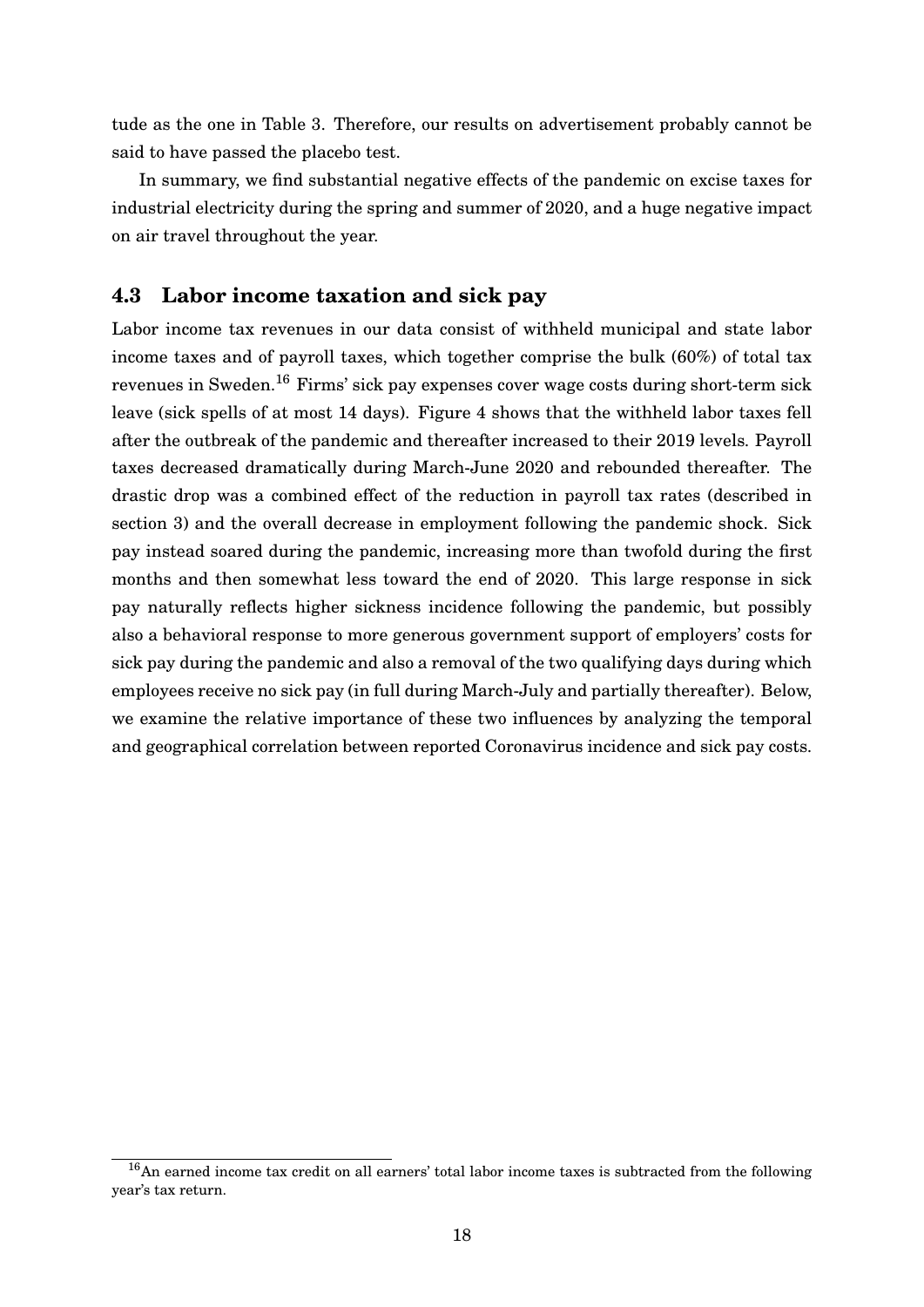tude as the one in Table 3. Therefore, our results on advertisement probably cannot be said to have passed the placebo test.

In summary, we find substantial negative effects of the pandemic on excise taxes for industrial electricity during the spring and summer of 2020, and a huge negative impact on air travel throughout the year.

### 4.3 Labor income taxation and sick pay

Labor income tax revenues in our data consist of withheld municipal and state labor income taxes and of payroll taxes, which together comprise the bulk (60%) of total tax revenues in Sweden.[16] Firms' sick pay expenses cover wage costs during short-term sick leave (sick spells of at most 14 days). Figure 4 shows that the withheld labor taxes fell after the outbreak of the pandemic and thereafter increased to their 2019 levels. Payroll taxes decreased dramatically during March-June 2020 and rebounded thereafter. The drastic drop was a combined effect of the reduction in payroll tax rates (described in section 3) and the overall decrease in employment following the pandemic shock. Sick pay instead soared during the pandemic, increasing more than twofold during the first months and then somewhat less toward the end of 2020. This large response in sick pay naturally reflects higher sickness incidence following the pandemic, but possibly also a behavioral response to more generous government support of employers' costs for sick pay during the pandemic and also a removal of the two qualifying days during which employees receive no sick pay (in full during March-July and partially thereafter). Below, we examine the relative importance of these two influences by analyzing the temporal and geographical correlation between reported Coronavirus incidence and sick pay costs.

[16] An earned income tax credit on all earners' total labor income taxes is subtracted from the following year's tax return.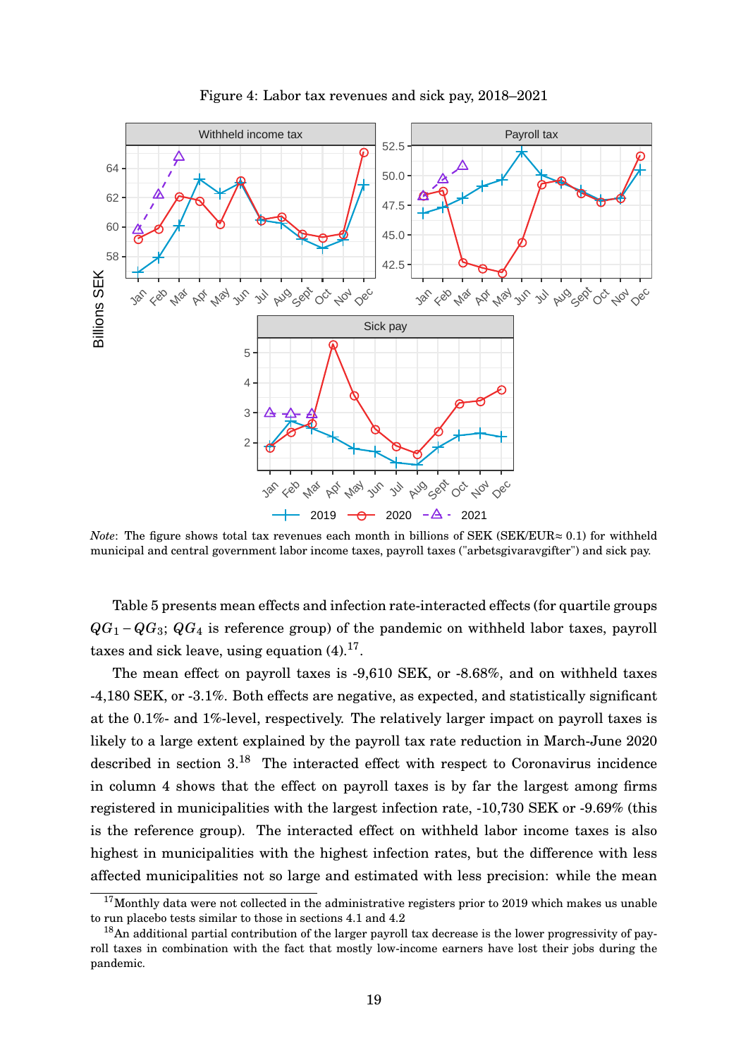Figure 4: Labor tax revenues and sick pay, 2018–2021

*Note*: The figure shows total tax revenues each month in billions of SEK (SEK/EUR≈ 0.1) for withheld municipal and central government labor income taxes, payroll taxes ("arbetsgivaravgifter") and sick pay.

Table 5 presents mean effects and infection rate-interacted effects (for quartile groups $QG_1 - QG_3$; $QG_4$ is reference group) of the pandemic on withheld labor taxes, payroll taxes and sick leave, using equation (4).[17].

The mean effect on payroll taxes is -9,610 SEK, or -8.68%, and on withheld taxes -4,180 SEK, or -3.1%. Both effects are negative, as expected, and statistically significant at the 0.1%- and 1%-level, respectively. The relatively larger impact on payroll taxes is likely to a large extent explained by the payroll tax rate reduction in March-June 2020 described in section 3.[18] The interacted effect with respect to Coronavirus incidence in column 4 shows that the effect on payroll taxes is by far the largest among firms registered in municipalities with the largest infection rate, -10,730 SEK or -9.69% (this is the reference group). The interacted effect on withheld labor income taxes is also highest in municipalities with the highest infection rates, but the difference with less affected municipalities not so large and estimated with less precision: while the mean

[17] Monthly data were not collected in the administrative registers prior to 2019 which makes us unable to run placebo tests similar to those in sections 4.1 and 4.2

[18] An additional partial contribution of the larger payroll tax decrease is the lower progressivity of payroll taxes in combination with the fact that mostly low-income earners have lost their jobs during the pandemic.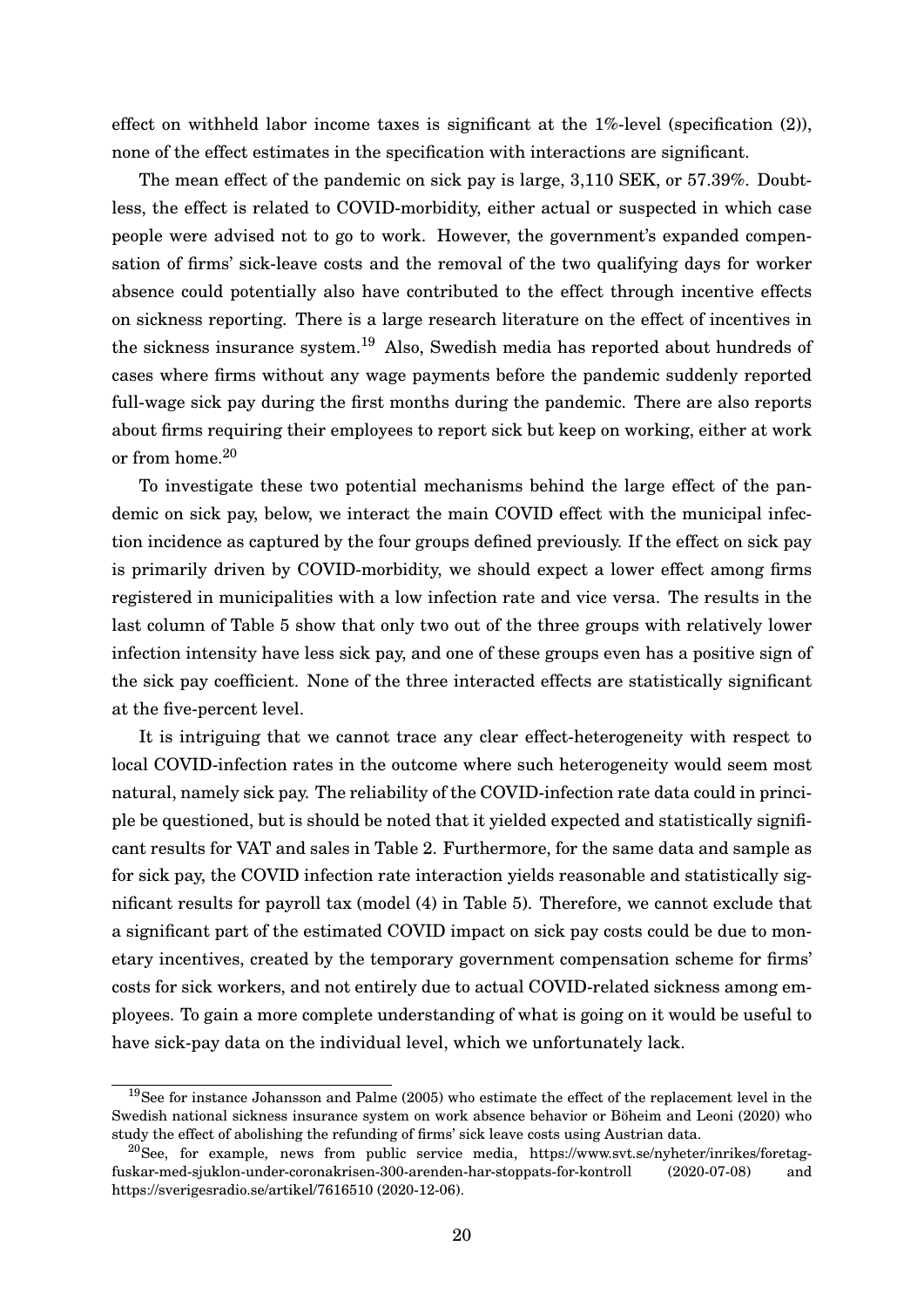effect on withheld labor income taxes is significant at the 1%-level (specification (2)), none of the effect estimates in the specification with interactions are significant.

The mean effect of the pandemic on sick pay is large, 3,110 SEK, or 57.39%. Doubtless, the effect is related to COVID-morbidity, either actual or suspected in which case people were advised not to go to work. However, the government's expanded compensation of firms' sick-leave costs and the removal of the two qualifying days for worker absence could potentially also have contributed to the effect through incentive effects on sickness reporting. There is a large research literature on the effect of incentives in the sickness insurance system.[19] Also, Swedish media has reported about hundreds of cases where firms without any wage payments before the pandemic suddenly reported full-wage sick pay during the first months during the pandemic. There are also reports about firms requiring their employees to report sick but keep on working, either at work or from home.[20]

To investigate these two potential mechanisms behind the large effect of the pandemic on sick pay, below, we interact the main COVID effect with the municipal infection incidence as captured by the four groups defined previously. If the effect on sick pay is primarily driven by COVID-morbidity, we should expect a lower effect among firms registered in municipalities with a low infection rate and vice versa. The results in the last column of Table 5 show that only two out of the three groups with relatively lower infection intensity have less sick pay, and one of these groups even has a positive sign of the sick pay coefficient. None of the three interacted effects are statistically significant at the five-percent level.

It is intriguing that we cannot trace any clear effect-heterogeneity with respect to local COVID-infection rates in the outcome where such heterogeneity would seem most natural, namely sick pay. The reliability of the COVID-infection rate data could in principle be questioned, but is should be noted that it yielded expected and statistically significant results for VAT and sales in Table 2. Furthermore, for the same data and sample as for sick pay, the COVID infection rate interaction yields reasonable and statistically significant results for payroll tax (model (4) in Table 5). Therefore, we cannot exclude that a significant part of the estimated COVID impact on sick pay costs could be due to monetary incentives, created by the temporary government compensation scheme for firms' costs for sick workers, and not entirely due to actual COVID-related sickness among employees. To gain a more complete understanding of what is going on it would be useful to have sick-pay data on the individual level, which we unfortunately lack.

---

[19] See for instance Johansson and Palme (2005) who estimate the effect of the replacement level in the Swedish national sickness insurance system on work absence behavior or Böheim and Leoni (2020) who study the effect of abolishing the refunding of firms' sick leave costs using Austrian data.

[20] See, for example, news from public service media, https://www.svt.se/nyheter/inrikes/foretag-fuskar-med-sjuklon-under-coronakrisen-300-arenden-har-stoppats-for-kontroll (2020-07-08) and https://sverigesradio.se/artikel/7616510 (2020-12-06).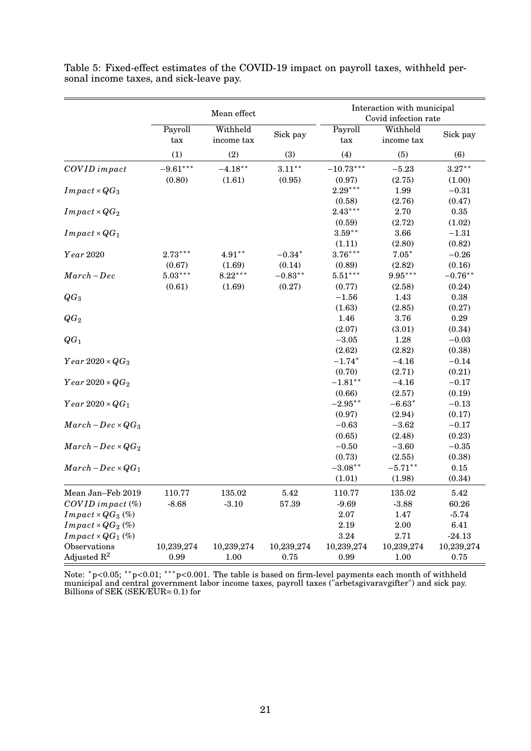Table 5: Fixed-effect estimates of the COVID-19 impact on payroll taxes, withheld personal income taxes, and sick-leave pay.

| | Mean effect | | | Interaction with municipal Covid infection rate | | |
|---|---|---|---|---|---|---|
| | Payroll tax | Withheld income tax | Sick pay | Payroll tax | Withheld income tax | Sick pay |
| | (1) | (2) | (3) | (4) | (5) | (6) |
| $COVID\,impact$ | $-9.61^{***}$ | $-4.18^{**}$ | $3.11^{**}$ | $-10.73^{***}$ | $-5.23$ | $3.27^{**}$ |
| | (0.80) | (1.61) | (0.95) | (0.97) | (2.75) | (1.00) |
| $Impact \times QG_3$ | | | | $2.29^{***}$ | 1.99 | $-0.31$ |
| | | | | (0.58) | (2.76) | (0.47) |
| $Impact \times QG_2$ | | | | $2.43^{***}$ | 2.70 | 0.35 |
| | | | | (0.59) | (2.72) | (1.02) |
| $Impact \times QG_1$ | | | | $3.59^{**}$ | 3.66 | $-1.31$ |
| | | | | (1.11) | (2.80) | (0.82) |
| $Year\,2020$ | $2.73^{***}$ | $4.91^{**}$ | $-0.34^{*}$ | $3.76^{***}$ | $7.05^{*}$ | $-0.26$ |
| | (0.67) | (1.69) | (0.14) | (0.89) | (2.82) | (0.16) |
| $March-Dec$ | $5.03^{***}$ | $8.22^{***}$ | $-0.83^{**}$ | $5.51^{***}$ | $9.95^{***}$ | $-0.76^{**}$ |
| | (0.61) | (1.69) | (0.27) | (0.77) | (2.58) | (0.24) |
| $QG_3$ | | | | $-1.56$ | 1.43 | 0.38 |
| | | | | (1.63) | (2.85) | (0.27) |
| $QG_2$ | | | | 1.46 | 3.76 | 0.29 |
| | | | | (2.07) | (3.01) | (0.34) |
| $QG_1$ | | | | $-3.05$ | 1.28 | $-0.03$ |
| | | | | (2.62) | (2.82) | (0.38) |
| $Year\,2020 \times QG_3$ | | | | $-1.74^{*}$ | $-4.16$ | $-0.14$ |
| | | | | (0.70) | (2.71) | (0.21) |
| $Year\,2020 \times QG_2$ | | | | $-1.81^{**}$ | $-4.16$ | $-0.17$ |
| | | | | (0.66) | (2.57) | (0.19) |
| $Year\,2020 \times QG_1$ | | | | $-2.95^{**}$ | $-6.63^{*}$ | $-0.13$ |
| | | | | (0.97) | (2.94) | (0.17) |
| $March-Dec \times QG_3$ | | | | $-0.63$ | $-3.62$ | $-0.17$ |
| | | | | (0.65) | (2.48) | (0.23) |
| $March-Dec \times QG_2$ | | | | $-0.50$ | $-3.60$ | $-0.35$ |
| | | | | (0.73) | (2.55) | (0.38) |
| $March-Dec \times QG_1$ | | | | $-3.08^{**}$ | $-5.71^{**}$ | 0.15 |
| | | | | (1.01) | (1.98) | (0.34) |
| Mean Jan–Feb 2019 | 110.77 | 135.02 | 5.42 | 110.77 | 135.02 | 5.42 |
| $COVID\,impact$ (%) | -8.68 | -3.10 | 57.39 | -9.69 | -3.88 | 60.26 |
| $Impact \times QG_3$ (%) | | | | 2.07 | 1.47 | -5.74 |
| $Impact \times QG_2$ (%) | | | | 2.19 | 2.00 | 6.41 |
| $Impact \times QG_1$ (%) | | | | 3.24 | 2.71 | -24.13 |
| Observations | 10,239,274 | 10,239,274 | 10,239,274 | 10,239,274 | 10,239,274 | 10,239,274 |
| Adjusted $R^2$ | 0.99 | 1.00 | 0.75 | 0.99 | 1.00 | 0.75 |

Note: $^{*}p<0.05$; $^{**}p<0.01$; $^{***}p<0.001$. The table is based on firm-level payments each month of withheld municipal and central government labor income taxes, payroll taxes ("arbetsgivaravgifter") and sick pay. Billions of SEK (SEK/EUR$\approx 0.1$) for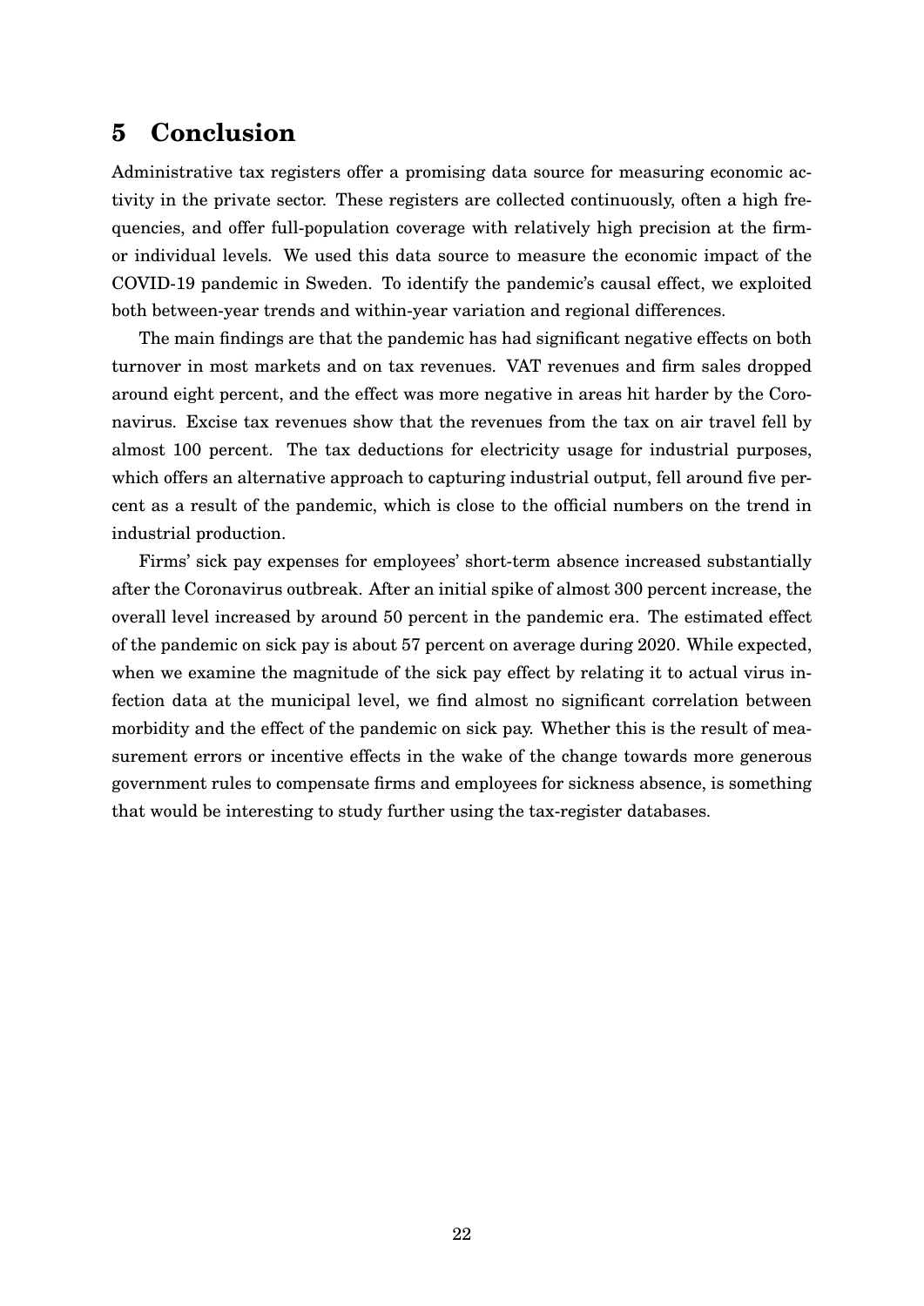## 5 Conclusion

Administrative tax registers offer a promising data source for measuring economic activity in the private sector. These registers are collected continuously, often a high frequencies, and offer full-population coverage with relatively high precision at the firm- or individual levels. We used this data source to measure the economic impact of the COVID-19 pandemic in Sweden. To identify the pandemic's causal effect, we exploited both between-year trends and within-year variation and regional differences.

The main findings are that the pandemic has had significant negative effects on both turnover in most markets and on tax revenues. VAT revenues and firm sales dropped around eight percent, and the effect was more negative in areas hit harder by the Coronavirus. Excise tax revenues show that the revenues from the tax on air travel fell by almost 100 percent. The tax deductions for electricity usage for industrial purposes, which offers an alternative approach to capturing industrial output, fell around five percent as a result of the pandemic, which is close to the official numbers on the trend in industrial production.

Firms' sick pay expenses for employees' short-term absence increased substantially after the Coronavirus outbreak. After an initial spike of almost 300 percent increase, the overall level increased by around 50 percent in the pandemic era. The estimated effect of the pandemic on sick pay is about 57 percent on average during 2020. While expected, when we examine the magnitude of the sick pay effect by relating it to actual virus infection data at the municipal level, we find almost no significant correlation between morbidity and the effect of the pandemic on sick pay. Whether this is the result of measurement errors or incentive effects in the wake of the change towards more generous government rules to compensate firms and employees for sickness absence, is something that would be interesting to study further using the tax-register databases.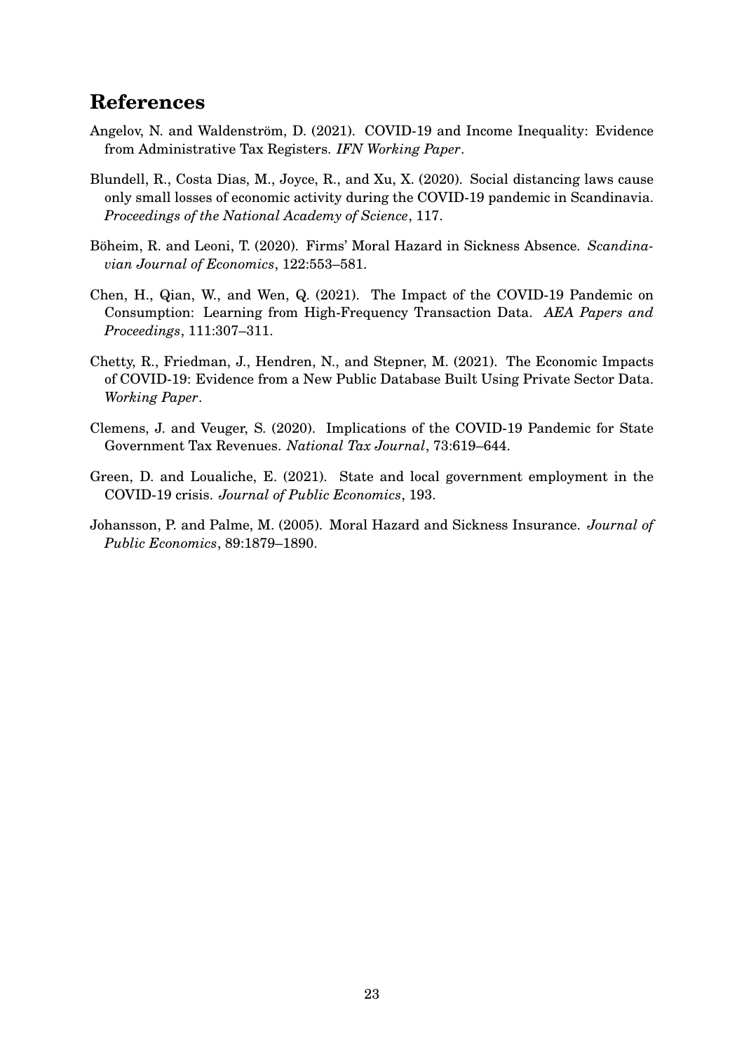# References

Angelov, N. and Waldenström, D. (2021). COVID-19 and Income Inequality: Evidence from Administrative Tax Registers. *IFN Working Paper*.

Blundell, R., Costa Dias, M., Joyce, R., and Xu, X. (2020). Social distancing laws cause only small losses of economic activity during the COVID-19 pandemic in Scandinavia. *Proceedings of the National Academy of Science*, 117.

Böheim, R. and Leoni, T. (2020). Firms' Moral Hazard in Sickness Absence. *Scandinavian Journal of Economics*, 122:553–581.

Chen, H., Qian, W., and Wen, Q. (2021). The Impact of the COVID-19 Pandemic on Consumption: Learning from High-Frequency Transaction Data. *AEA Papers and Proceedings*, 111:307–311.

Chetty, R., Friedman, J., Hendren, N., and Stepner, M. (2021). The Economic Impacts of COVID-19: Evidence from a New Public Database Built Using Private Sector Data. *Working Paper*.

Clemens, J. and Veuger, S. (2020). Implications of the COVID-19 Pandemic for State Government Tax Revenues. *National Tax Journal*, 73:619–644.

Green, D. and Loualiche, E. (2021). State and local government employment in the COVID-19 crisis. *Journal of Public Economics*, 193.

Johansson, P. and Palme, M. (2005). Moral Hazard and Sickness Insurance. *Journal of Public Economics*, 89:1879–1890.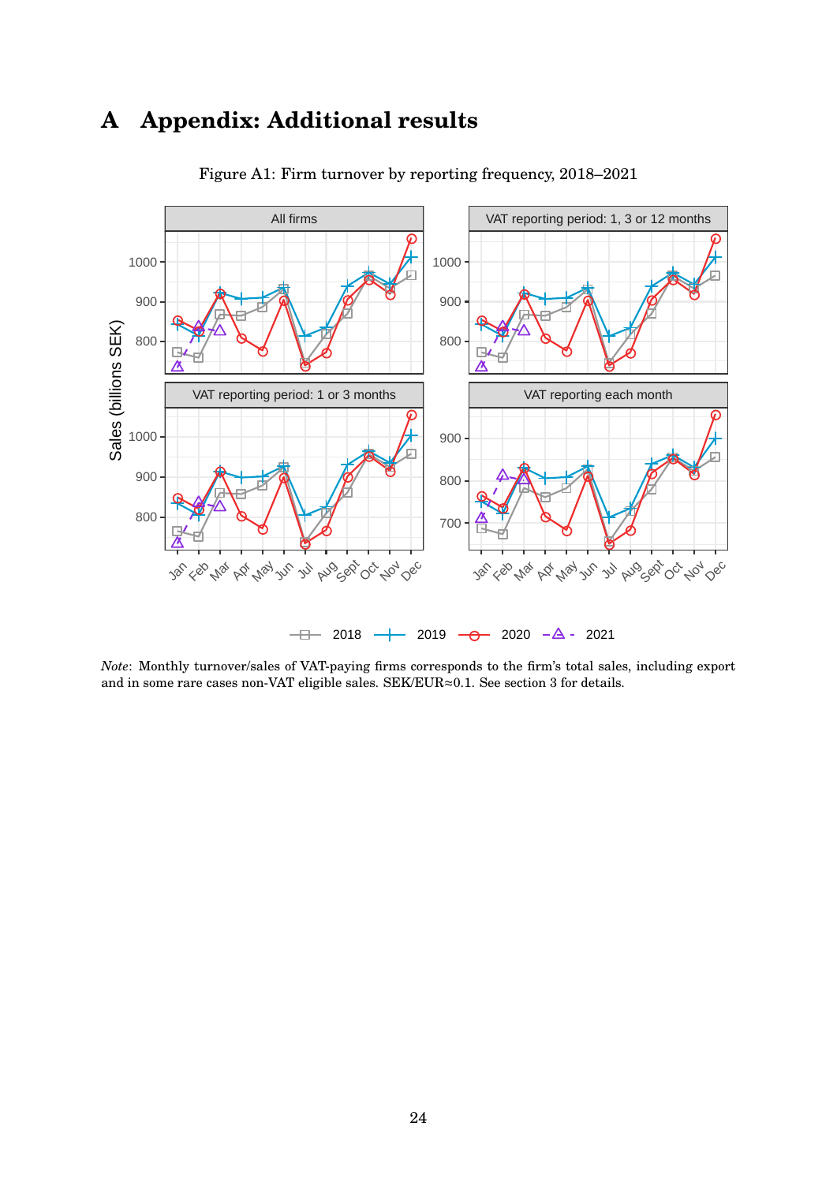# A Appendix: Additional results

Figure A1: Firm turnover by reporting frequency, 2018–2021

*Note*: Monthly turnover/sales of VAT-paying firms corresponds to the firm's total sales, including export and in some rare cases non-VAT eligible sales. SEK/EUR≈0.1. See section 3 for details.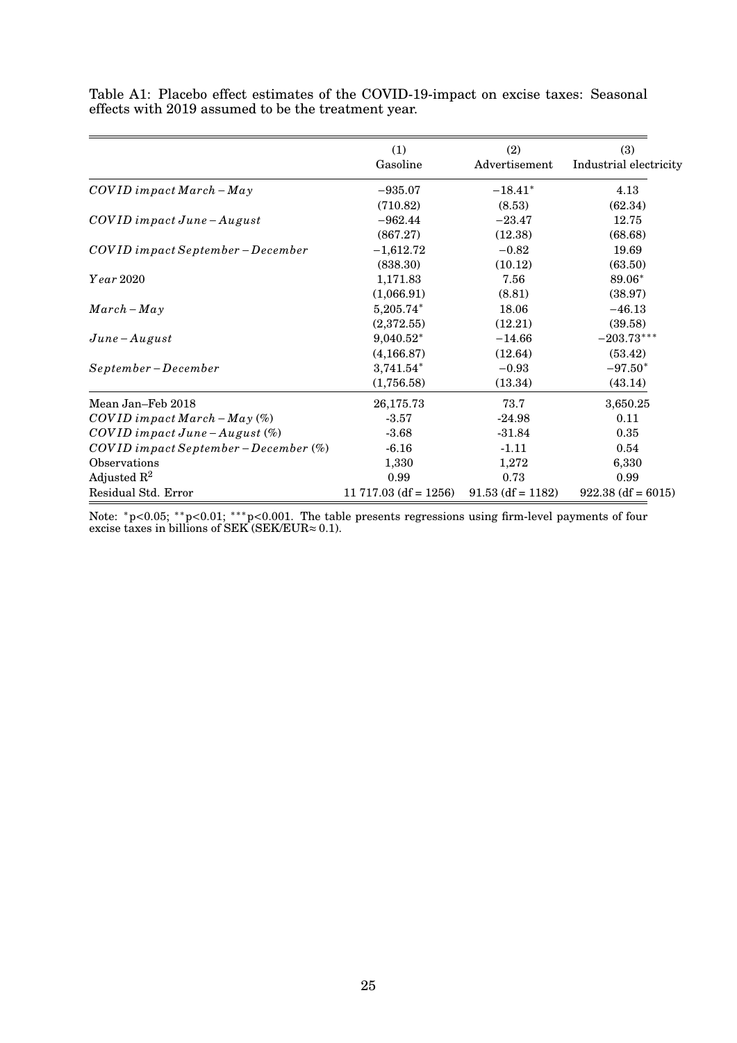Table A1: Placebo effect estimates of the COVID-19-impact on excise taxes: Seasonal effects with 2019 assumed to be the treatment year.

| | (1) Gasoline | (2) Advertisement | (3) Industrial electricity |
|---|---|---|---|
| $COVID\ impact\ March-May$ | $-935.07$ | $-18.41^{*}$ | 4.13 |
| | (710.82) | (8.53) | (62.34) |
| $COVID\ impact\ June-August$ | $-962.44$ | $-23.47$ | 12.75 |
| | (867.27) | (12.38) | (68.68) |
| $COVID\ impact\ September-December$ | $-1{,}612.72$ | $-0.82$ | 19.69 |
| | (838.30) | (10.12) | (63.50) |
| $Year\ 2020$ | 1,171.83 | 7.56 | $89.06^{*}$ |
| | (1,066.91) | (8.81) | (38.97) |
| $March-May$ | $5{,}205.74^{*}$ | 18.06 | $-46.13$ |
| | (2,372.55) | (12.21) | (39.58) |
| $June-August$ | $9{,}040.52^{*}$ | $-14.66$ | $-203.73^{***}$ |
| | (4,166.87) | (12.64) | (53.42) |
| $September-December$ | $3{,}741.54^{*}$ | $-0.93$ | $-97.50^{*}$ |
| | (1,756.58) | (13.34) | (43.14) |
| Mean Jan–Feb 2018 | 26,175.73 | 73.7 | 3,650.25 |
| $COVID\ impact\ March-May$ (%) | -3.57 | -24.98 | 0.11 |
| $COVID\ impact\ June-August$ (%) | -3.68 | -31.84 | 0.35 |
| $COVID\ impact\ September-December$ (%) | -6.16 | -1.11 | 0.54 |
| Observations | 1,330 | 1,272 | 6,330 |
| Adjusted $R^2$ | 0.99 | 0.73 | 0.99 |
| Residual Std. Error | 11 717.03 (df = 1256) | 91.53 (df = 1182) | 922.38 (df = 6015) |

Note: $^{*}$p<0.05; $^{**}$p<0.01; $^{***}$p<0.001. The table presents regressions using firm-level payments of four excise taxes in billions of SEK (SEK/EUR≈ 0.1).